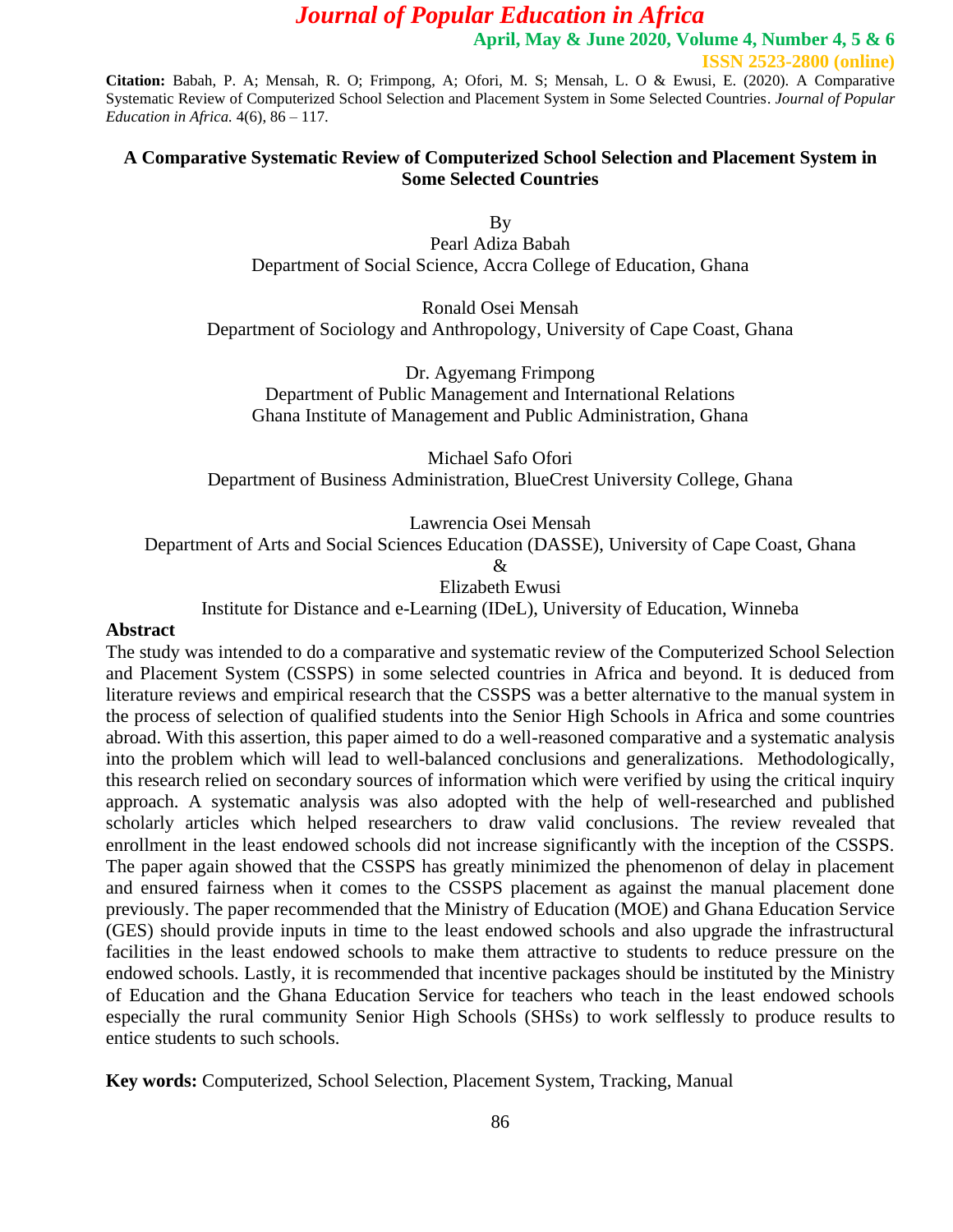**Citation:** Babah, P. A; Mensah, R. O; Frimpong, A; Ofori, M. S; Mensah, L. O & Ewusi, E. (2020). A Comparative Systematic Review of Computerized School Selection and Placement System in Some Selected Countries. *Journal of Popular Education in Africa.* 4(6), 86 – 117.

# A Comparative Systematic Review of Computerized School Selection and Placement System in Some Selected Countries

By

Pearl Adiza Babah
Department of Social Science, Accra College of Education, Ghana

Ronald Osei Mensah
Department of Sociology and Anthropology, University of Cape Coast, Ghana

Dr. Agyemang Frimpong
Department of Public Management and International Relations
Ghana Institute of Management and Public Administration, Ghana

Michael Safo Ofori
Department of Business Administration, BlueCrest University College, Ghana

Lawrencia Osei Mensah
Department of Arts and Social Sciences Education (DASSE), University of Cape Coast, Ghana
&
Elizabeth Ewusi
Institute for Distance and e-Learning (IDeL), University of Education, Winneba

## Abstract

The study was intended to do a comparative and systematic review of the Computerized School Selection and Placement System (CSSPS) in some selected countries in Africa and beyond. It is deduced from literature reviews and empirical research that the CSSPS was a better alternative to the manual system in the process of selection of qualified students into the Senior High Schools in Africa and some countries abroad. With this assertion, this paper aimed to do a well-reasoned comparative and a systematic analysis into the problem which will lead to well-balanced conclusions and generalizations. Methodologically, this research relied on secondary sources of information which were verified by using the critical inquiry approach. A systematic analysis was also adopted with the help of well-researched and published scholarly articles which helped researchers to draw valid conclusions. The review revealed that enrollment in the least endowed schools did not increase significantly with the inception of the CSSPS. The paper again showed that the CSSPS has greatly minimized the phenomenon of delay in placement and ensured fairness when it comes to the CSSPS placement as against the manual placement done previously. The paper recommended that the Ministry of Education (MOE) and Ghana Education Service (GES) should provide inputs in time to the least endowed schools and also upgrade the infrastructural facilities in the least endowed schools to make them attractive to students to reduce pressure on the endowed schools. Lastly, it is recommended that incentive packages should be instituted by the Ministry of Education and the Ghana Education Service for teachers who teach in the least endowed schools especially the rural community Senior High Schools (SHSs) to work selflessly to produce results to entice students to such schools.

**Key words:** Computerized, School Selection, Placement System, Tracking, Manual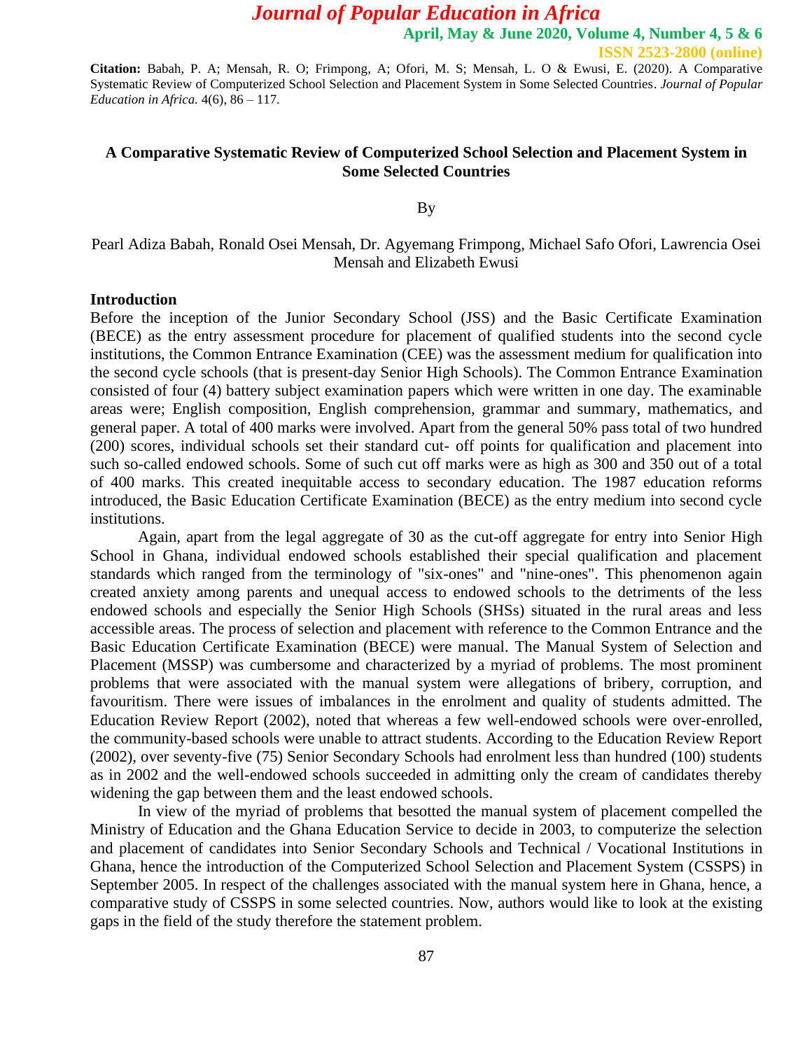**Citation:** Babah, P. A; Mensah, R. O; Frimpong, A; Ofori, M. S; Mensah, L. O & Ewusi, E. (2020). A Comparative Systematic Review of Computerized School Selection and Placement System in Some Selected Countries. *Journal of Popular Education in Africa.* 4(6), 86 – 117.

# A Comparative Systematic Review of Computerized School Selection and Placement System in Some Selected Countries

By

Pearl Adiza Babah, Ronald Osei Mensah, Dr. Agyemang Frimpong, Michael Safo Ofori, Lawrencia Osei Mensah and Elizabeth Ewusi

## Introduction

Before the inception of the Junior Secondary School (JSS) and the Basic Certificate Examination (BECE) as the entry assessment procedure for placement of qualified students into the second cycle institutions, the Common Entrance Examination (CEE) was the assessment medium for qualification into the second cycle schools (that is present-day Senior High Schools). The Common Entrance Examination consisted of four (4) battery subject examination papers which were written in one day. The examinable areas were; English composition, English comprehension, grammar and summary, mathematics, and general paper. A total of 400 marks were involved. Apart from the general 50% pass total of two hundred (200) scores, individual schools set their standard cut- off points for qualification and placement into such so-called endowed schools. Some of such cut off marks were as high as 300 and 350 out of a total of 400 marks. This created inequitable access to secondary education. The 1987 education reforms introduced, the Basic Education Certificate Examination (BECE) as the entry medium into second cycle institutions.

Again, apart from the legal aggregate of 30 as the cut-off aggregate for entry into Senior High School in Ghana, individual endowed schools established their special qualification and placement standards which ranged from the terminology of "six-ones" and "nine-ones". This phenomenon again created anxiety among parents and unequal access to endowed schools to the detriments of the less endowed schools and especially the Senior High Schools (SHSs) situated in the rural areas and less accessible areas. The process of selection and placement with reference to the Common Entrance and the Basic Education Certificate Examination (BECE) were manual. The Manual System of Selection and Placement (MSSP) was cumbersome and characterized by a myriad of problems. The most prominent problems that were associated with the manual system were allegations of bribery, corruption, and favouritism. There were issues of imbalances in the enrolment and quality of students admitted. The Education Review Report (2002), noted that whereas a few well-endowed schools were over-enrolled, the community-based schools were unable to attract students. According to the Education Review Report (2002), over seventy-five (75) Senior Secondary Schools had enrolment less than hundred (100) students as in 2002 and the well-endowed schools succeeded in admitting only the cream of candidates thereby widening the gap between them and the least endowed schools.

In view of the myriad of problems that besotted the manual system of placement compelled the Ministry of Education and the Ghana Education Service to decide in 2003, to computerize the selection and placement of candidates into Senior Secondary Schools and Technical / Vocational Institutions in Ghana, hence the introduction of the Computerized School Selection and Placement System (CSSPS) in September 2005. In respect of the challenges associated with the manual system here in Ghana, hence, a comparative study of CSSPS in some selected countries. Now, authors would like to look at the existing gaps in the field of the study therefore the statement problem.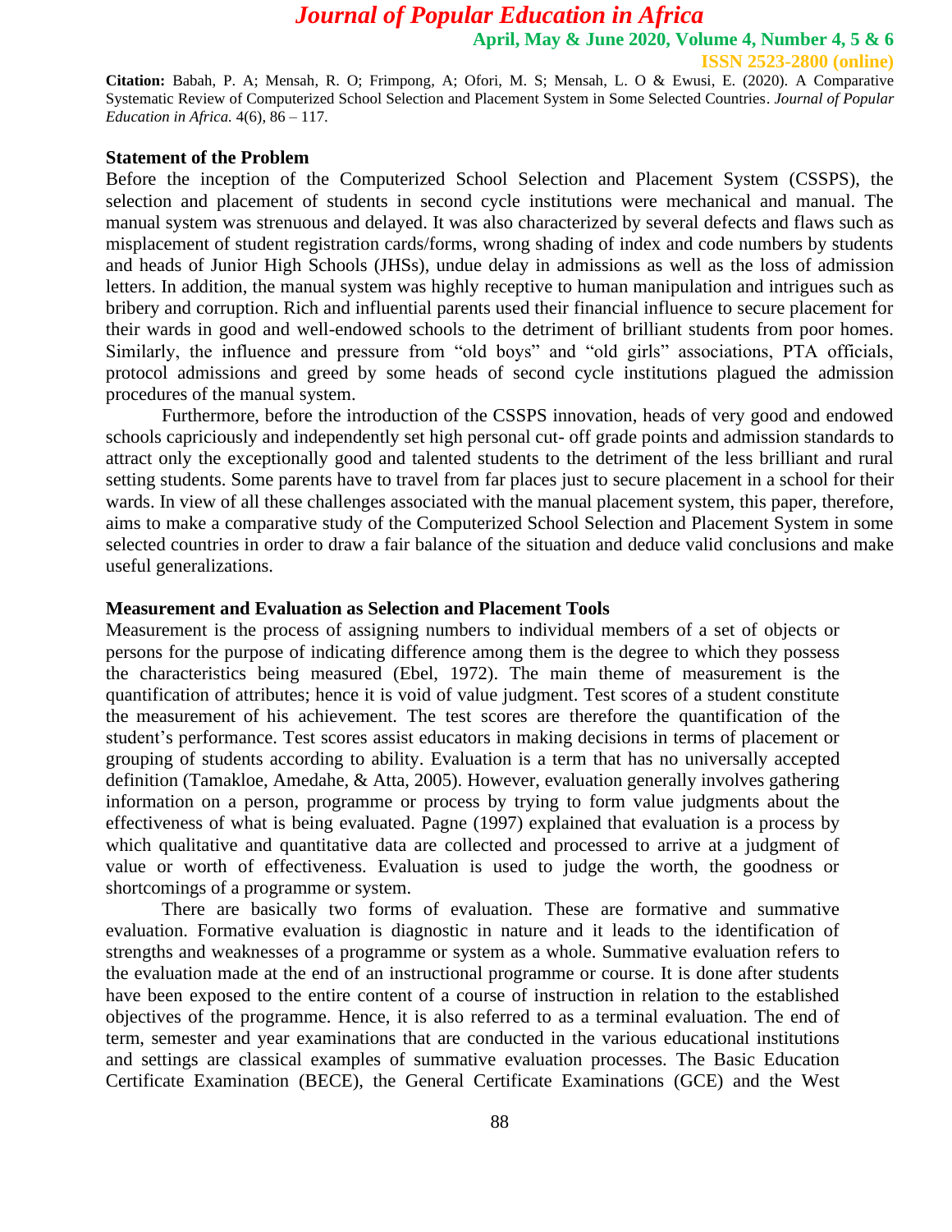## Statement of the Problem

Before the inception of the Computerized School Selection and Placement System (CSSPS), the selection and placement of students in second cycle institutions were mechanical and manual. The manual system was strenuous and delayed. It was also characterized by several defects and flaws such as misplacement of student registration cards/forms, wrong shading of index and code numbers by students and heads of Junior High Schools (JHSs), undue delay in admissions as well as the loss of admission letters. In addition, the manual system was highly receptive to human manipulation and intrigues such as bribery and corruption. Rich and influential parents used their financial influence to secure placement for their wards in good and well-endowed schools to the detriment of brilliant students from poor homes. Similarly, the influence and pressure from "old boys" and "old girls" associations, PTA officials, protocol admissions and greed by some heads of second cycle institutions plagued the admission procedures of the manual system.

Furthermore, before the introduction of the CSSPS innovation, heads of very good and endowed schools capriciously and independently set high personal cut- off grade points and admission standards to attract only the exceptionally good and talented students to the detriment of the less brilliant and rural setting students. Some parents have to travel from far places just to secure placement in a school for their wards. In view of all these challenges associated with the manual placement system, this paper, therefore, aims to make a comparative study of the Computerized School Selection and Placement System in some selected countries in order to draw a fair balance of the situation and deduce valid conclusions and make useful generalizations.

## Measurement and Evaluation as Selection and Placement Tools

Measurement is the process of assigning numbers to individual members of a set of objects or persons for the purpose of indicating difference among them is the degree to which they possess the characteristics being measured (Ebel, 1972). The main theme of measurement is the quantification of attributes; hence it is void of value judgment. Test scores of a student constitute the measurement of his achievement. The test scores are therefore the quantification of the student's performance. Test scores assist educators in making decisions in terms of placement or grouping of students according to ability. Evaluation is a term that has no universally accepted definition (Tamakloe, Amedahe, & Atta, 2005). However, evaluation generally involves gathering information on a person, programme or process by trying to form value judgments about the effectiveness of what is being evaluated. Pagne (1997) explained that evaluation is a process by which qualitative and quantitative data are collected and processed to arrive at a judgment of value or worth of effectiveness. Evaluation is used to judge the worth, the goodness or shortcomings of a programme or system.

There are basically two forms of evaluation. These are formative and summative evaluation. Formative evaluation is diagnostic in nature and it leads to the identification of strengths and weaknesses of a programme or system as a whole. Summative evaluation refers to the evaluation made at the end of an instructional programme or course. It is done after students have been exposed to the entire content of a course of instruction in relation to the established objectives of the programme. Hence, it is also referred to as a terminal evaluation. The end of term, semester and year examinations that are conducted in the various educational institutions and settings are classical examples of summative evaluation processes. The Basic Education Certificate Examination (BECE), the General Certificate Examinations (GCE) and the West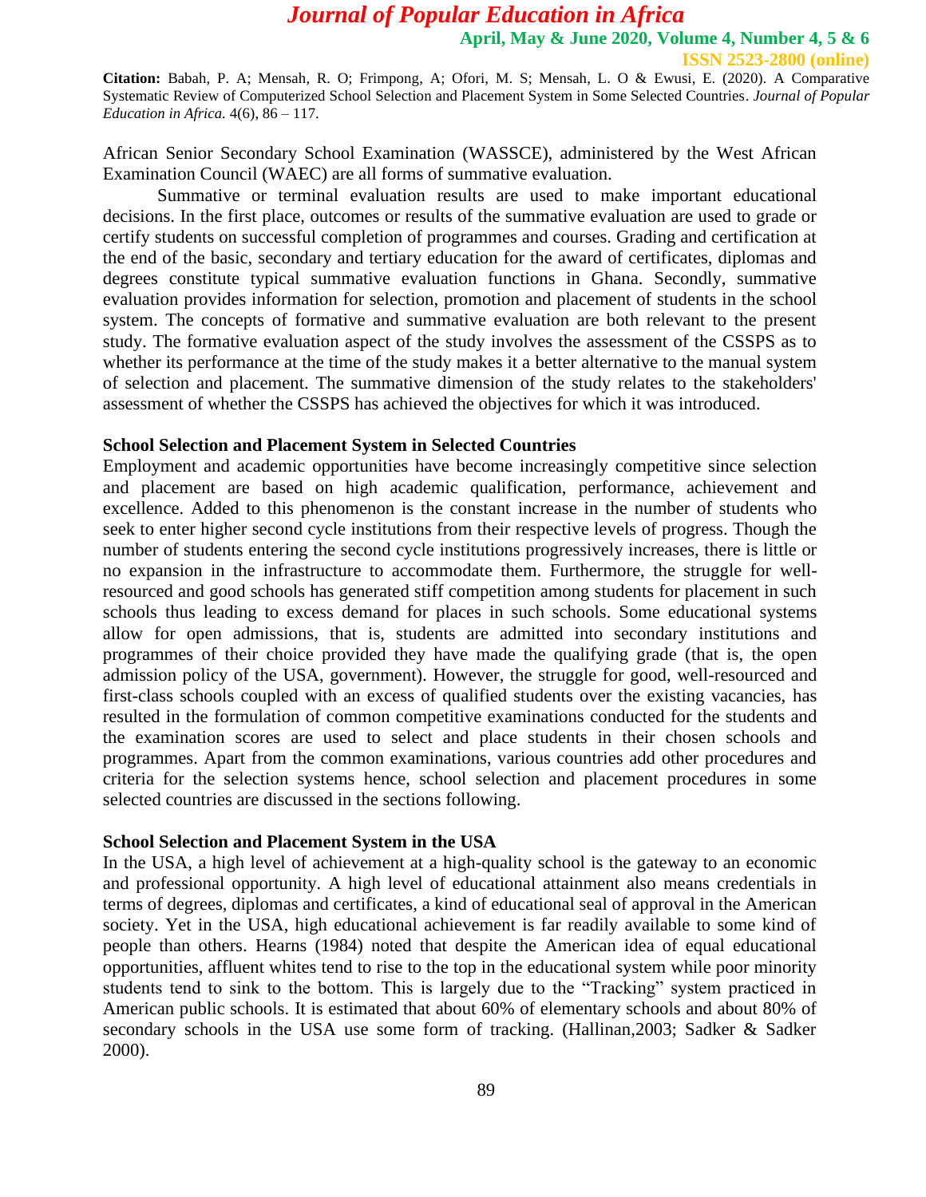African Senior Secondary School Examination (WASSCE), administered by the West African Examination Council (WAEC) are all forms of summative evaluation.

Summative or terminal evaluation results are used to make important educational decisions. In the first place, outcomes or results of the summative evaluation are used to grade or certify students on successful completion of programmes and courses. Grading and certification at the end of the basic, secondary and tertiary education for the award of certificates, diplomas and degrees constitute typical summative evaluation functions in Ghana. Secondly, summative evaluation provides information for selection, promotion and placement of students in the school system. The concepts of formative and summative evaluation are both relevant to the present study. The formative evaluation aspect of the study involves the assessment of the CSSPS as to whether its performance at the time of the study makes it a better alternative to the manual system of selection and placement. The summative dimension of the study relates to the stakeholders' assessment of whether the CSSPS has achieved the objectives for which it was introduced.

## School Selection and Placement System in Selected Countries

Employment and academic opportunities have become increasingly competitive since selection and placement are based on high academic qualification, performance, achievement and excellence. Added to this phenomenon is the constant increase in the number of students who seek to enter higher second cycle institutions from their respective levels of progress. Though the number of students entering the second cycle institutions progressively increases, there is little or no expansion in the infrastructure to accommodate them. Furthermore, the struggle for well-resourced and good schools has generated stiff competition among students for placement in such schools thus leading to excess demand for places in such schools. Some educational systems allow for open admissions, that is, students are admitted into secondary institutions and programmes of their choice provided they have made the qualifying grade (that is, the open admission policy of the USA, government). However, the struggle for good, well-resourced and first-class schools coupled with an excess of qualified students over the existing vacancies, has resulted in the formulation of common competitive examinations conducted for the students and the examination scores are used to select and place students in their chosen schools and programmes. Apart from the common examinations, various countries add other procedures and criteria for the selection systems hence, school selection and placement procedures in some selected countries are discussed in the sections following.

## School Selection and Placement System in the USA

In the USA, a high level of achievement at a high-quality school is the gateway to an economic and professional opportunity. A high level of educational attainment also means credentials in terms of degrees, diplomas and certificates, a kind of educational seal of approval in the American society. Yet in the USA, high educational achievement is far readily available to some kind of people than others. Hearns (1984) noted that despite the American idea of equal educational opportunities, affluent whites tend to rise to the top in the educational system while poor minority students tend to sink to the bottom. This is largely due to the "Tracking" system practiced in American public schools. It is estimated that about 60% of elementary schools and about 80% of secondary schools in the USA use some form of tracking. (Hallinan,2003; Sadker & Sadker 2000).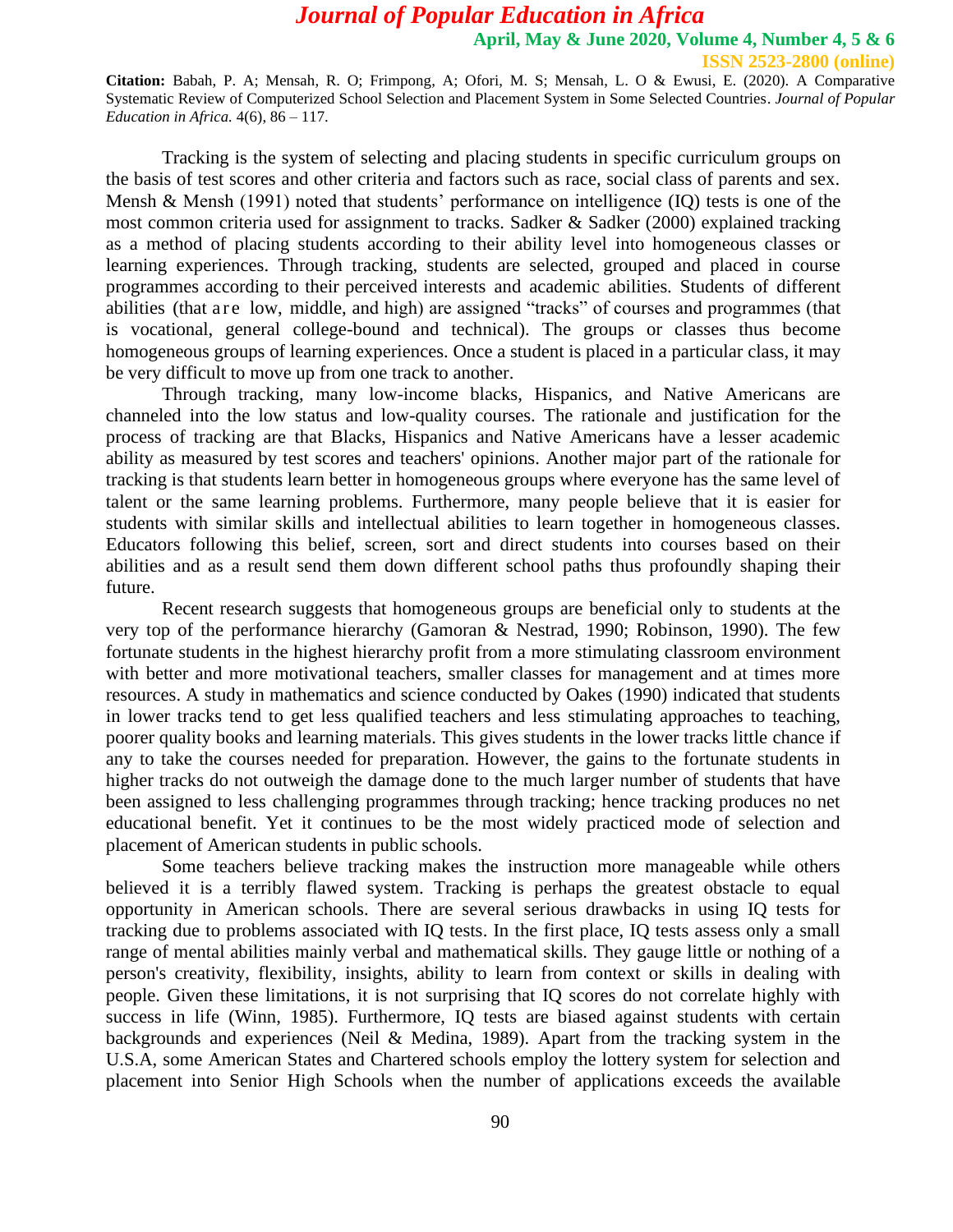Tracking is the system of selecting and placing students in specific curriculum groups on the basis of test scores and other criteria and factors such as race, social class of parents and sex. Mensh & Mensh (1991) noted that students' performance on intelligence (IQ) tests is one of the most common criteria used for assignment to tracks. Sadker & Sadker (2000) explained tracking as a method of placing students according to their ability level into homogeneous classes or learning experiences. Through tracking, students are selected, grouped and placed in course programmes according to their perceived interests and academic abilities. Students of different abilities (that are low, middle, and high) are assigned "tracks" of courses and programmes (that is vocational, general college-bound and technical). The groups or classes thus become homogeneous groups of learning experiences. Once a student is placed in a particular class, it may be very difficult to move up from one track to another.

Through tracking, many low-income blacks, Hispanics, and Native Americans are channeled into the low status and low-quality courses. The rationale and justification for the process of tracking are that Blacks, Hispanics and Native Americans have a lesser academic ability as measured by test scores and teachers' opinions. Another major part of the rationale for tracking is that students learn better in homogeneous groups where everyone has the same level of talent or the same learning problems. Furthermore, many people believe that it is easier for students with similar skills and intellectual abilities to learn together in homogeneous classes. Educators following this belief, screen, sort and direct students into courses based on their abilities and as a result send them down different school paths thus profoundly shaping their future.

Recent research suggests that homogeneous groups are beneficial only to students at the very top of the performance hierarchy (Gamoran & Nestrad, 1990; Robinson, 1990). The few fortunate students in the highest hierarchy profit from a more stimulating classroom environment with better and more motivational teachers, smaller classes for management and at times more resources. A study in mathematics and science conducted by Oakes (1990) indicated that students in lower tracks tend to get less qualified teachers and less stimulating approaches to teaching, poorer quality books and learning materials. This gives students in the lower tracks little chance if any to take the courses needed for preparation. However, the gains to the fortunate students in higher tracks do not outweigh the damage done to the much larger number of students that have been assigned to less challenging programmes through tracking; hence tracking produces no net educational benefit. Yet it continues to be the most widely practiced mode of selection and placement of American students in public schools.

Some teachers believe tracking makes the instruction more manageable while others believed it is a terribly flawed system. Tracking is perhaps the greatest obstacle to equal opportunity in American schools. There are several serious drawbacks in using IQ tests for tracking due to problems associated with IQ tests. In the first place, IQ tests assess only a small range of mental abilities mainly verbal and mathematical skills. They gauge little or nothing of a person's creativity, flexibility, insights, ability to learn from context or skills in dealing with people. Given these limitations, it is not surprising that IQ scores do not correlate highly with success in life (Winn, 1985). Furthermore, IQ tests are biased against students with certain backgrounds and experiences (Neil & Medina, 1989). Apart from the tracking system in the U.S.A, some American States and Chartered schools employ the lottery system for selection and placement into Senior High Schools when the number of applications exceeds the available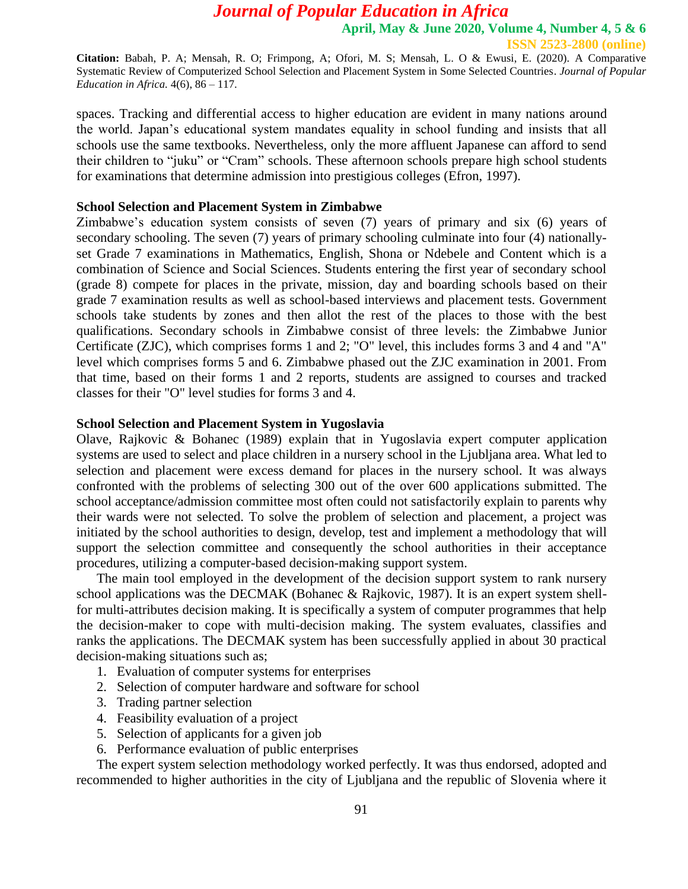spaces. Tracking and differential access to higher education are evident in many nations around the world. Japan's educational system mandates equality in school funding and insists that all schools use the same textbooks. Nevertheless, only the more affluent Japanese can afford to send their children to "juku" or "Cram" schools. These afternoon schools prepare high school students for examinations that determine admission into prestigious colleges (Efron, 1997).

**School Selection and Placement System in Zimbabwe**

Zimbabwe's education system consists of seven (7) years of primary and six (6) years of secondary schooling. The seven (7) years of primary schooling culminate into four (4) nationally-set Grade 7 examinations in Mathematics, English, Shona or Ndebele and Content which is a combination of Science and Social Sciences. Students entering the first year of secondary school (grade 8) compete for places in the private, mission, day and boarding schools based on their grade 7 examination results as well as school-based interviews and placement tests. Government schools take students by zones and then allot the rest of the places to those with the best qualifications. Secondary schools in Zimbabwe consist of three levels: the Zimbabwe Junior Certificate (ZJC), which comprises forms 1 and 2; "O" level, this includes forms 3 and 4 and "A" level which comprises forms 5 and 6. Zimbabwe phased out the ZJC examination in 2001. From that time, based on their forms 1 and 2 reports, students are assigned to courses and tracked classes for their "O" level studies for forms 3 and 4.

**School Selection and Placement System in Yugoslavia**

Olave, Rajkovic & Bohanec (1989) explain that in Yugoslavia expert computer application systems are used to select and place children in a nursery school in the Ljubljana area. What led to selection and placement were excess demand for places in the nursery school. It was always confronted with the problems of selecting 300 out of the over 600 applications submitted. The school acceptance/admission committee most often could not satisfactorily explain to parents why their wards were not selected. To solve the problem of selection and placement, a project was initiated by the school authorities to design, develop, test and implement a methodology that will support the selection committee and consequently the school authorities in their acceptance procedures, utilizing a computer-based decision-making support system.

The main tool employed in the development of the decision support system to rank nursery school applications was the DECMAK (Bohanec & Rajkovic, 1987). It is an expert system shell-for multi-attributes decision making. It is specifically a system of computer programmes that help the decision-maker to cope with multi-decision making. The system evaluates, classifies and ranks the applications. The DECMAK system has been successfully applied in about 30 practical decision-making situations such as;

1. Evaluation of computer systems for enterprises
2. Selection of computer hardware and software for school
3. Trading partner selection
4. Feasibility evaluation of a project
5. Selection of applicants for a given job
6. Performance evaluation of public enterprises

The expert system selection methodology worked perfectly. It was thus endorsed, adopted and recommended to higher authorities in the city of Ljubljana and the republic of Slovenia where it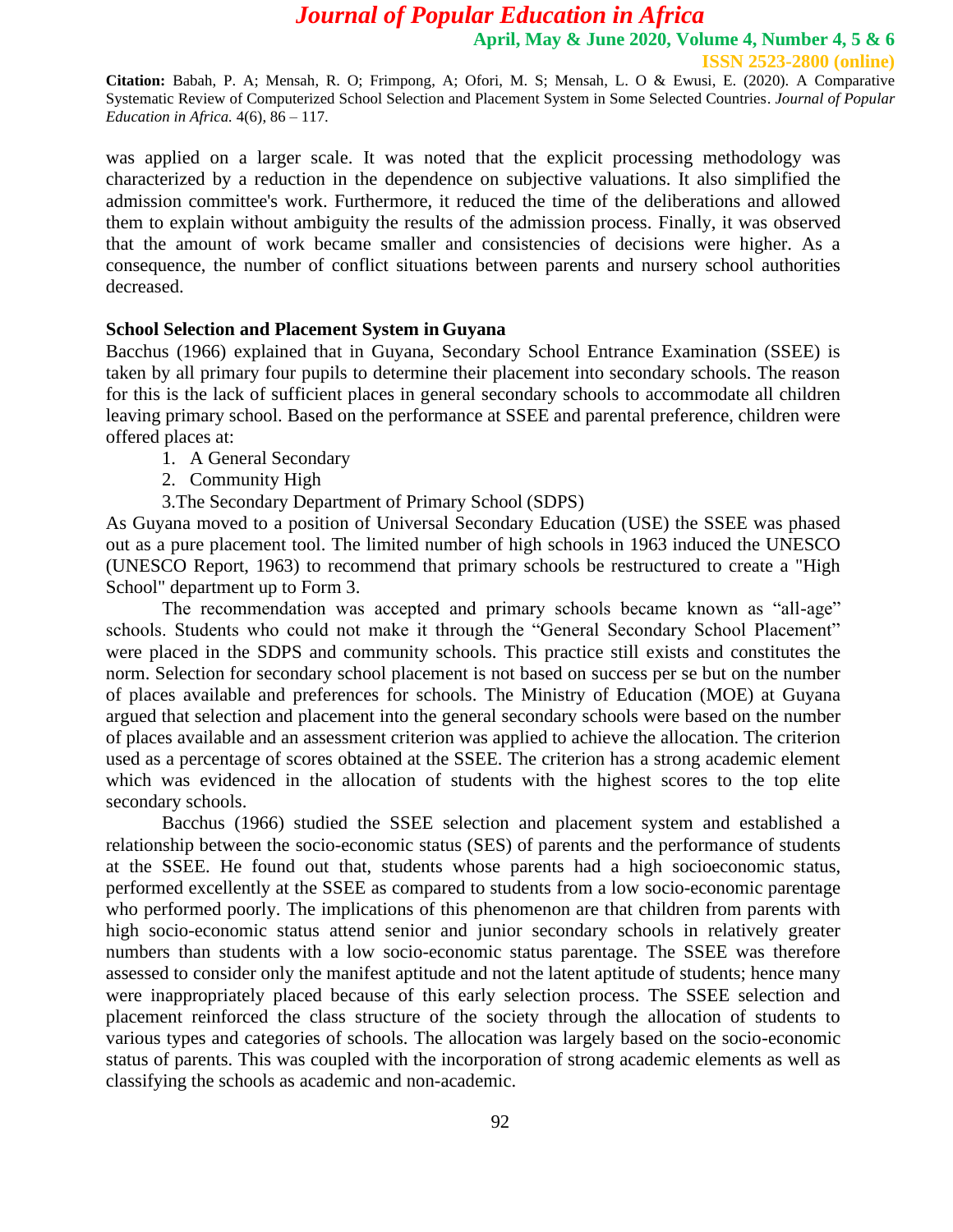was applied on a larger scale. It was noted that the explicit processing methodology was characterized by a reduction in the dependence on subjective valuations. It also simplified the admission committee's work. Furthermore, it reduced the time of the deliberations and allowed them to explain without ambiguity the results of the admission process. Finally, it was observed that the amount of work became smaller and consistencies of decisions were higher. As a consequence, the number of conflict situations between parents and nursery school authorities decreased.

**School Selection and Placement System in Guyana**

Bacchus (1966) explained that in Guyana, Secondary School Entrance Examination (SSEE) is taken by all primary four pupils to determine their placement into secondary schools. The reason for this is the lack of sufficient places in general secondary schools to accommodate all children leaving primary school. Based on the performance at SSEE and parental preference, children were offered places at:

1. A General Secondary
2. Community High
3. The Secondary Department of Primary School (SDPS)

As Guyana moved to a position of Universal Secondary Education (USE) the SSEE was phased out as a pure placement tool. The limited number of high schools in 1963 induced the UNESCO (UNESCO Report, 1963) to recommend that primary schools be restructured to create a "High School" department up to Form 3.

The recommendation was accepted and primary schools became known as "all-age" schools. Students who could not make it through the "General Secondary School Placement" were placed in the SDPS and community schools. This practice still exists and constitutes the norm. Selection for secondary school placement is not based on success per se but on the number of places available and preferences for schools. The Ministry of Education (MOE) at Guyana argued that selection and placement into the general secondary schools were based on the number of places available and an assessment criterion was applied to achieve the allocation. The criterion used as a percentage of scores obtained at the SSEE. The criterion has a strong academic element which was evidenced in the allocation of students with the highest scores to the top elite secondary schools.

Bacchus (1966) studied the SSEE selection and placement system and established a relationship between the socio-economic status (SES) of parents and the performance of students at the SSEE. He found out that, students whose parents had a high socioeconomic status, performed excellently at the SSEE as compared to students from a low socio-economic parentage who performed poorly. The implications of this phenomenon are that children from parents with high socio-economic status attend senior and junior secondary schools in relatively greater numbers than students with a low socio-economic status parentage. The SSEE was therefore assessed to consider only the manifest aptitude and not the latent aptitude of students; hence many were inappropriately placed because of this early selection process. The SSEE selection and placement reinforced the class structure of the society through the allocation of students to various types and categories of schools. The allocation was largely based on the socio-economic status of parents. This was coupled with the incorporation of strong academic elements as well as classifying the schools as academic and non-academic.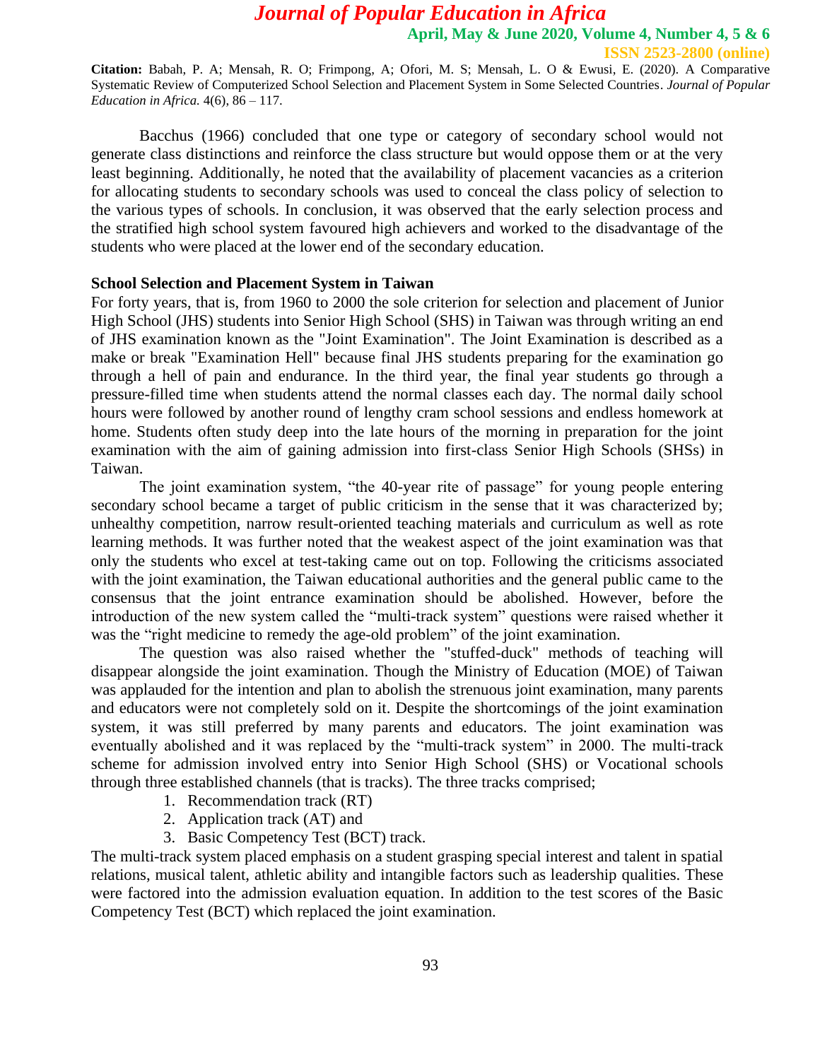Bacchus (1966) concluded that one type or category of secondary school would not generate class distinctions and reinforce the class structure but would oppose them or at the very least beginning. Additionally, he noted that the availability of placement vacancies as a criterion for allocating students to secondary schools was used to conceal the class policy of selection to the various types of schools. In conclusion, it was observed that the early selection process and the stratified high school system favoured high achievers and worked to the disadvantage of the students who were placed at the lower end of the secondary education.

**School Selection and Placement System in Taiwan**

For forty years, that is, from 1960 to 2000 the sole criterion for selection and placement of Junior High School (JHS) students into Senior High School (SHS) in Taiwan was through writing an end of JHS examination known as the "Joint Examination". The Joint Examination is described as a make or break "Examination Hell" because final JHS students preparing for the examination go through a hell of pain and endurance. In the third year, the final year students go through a pressure-filled time when students attend the normal classes each day. The normal daily school hours were followed by another round of lengthy cram school sessions and endless homework at home. Students often study deep into the late hours of the morning in preparation for the joint examination with the aim of gaining admission into first-class Senior High Schools (SHSs) in Taiwan.

The joint examination system, "the 40-year rite of passage" for young people entering secondary school became a target of public criticism in the sense that it was characterized by; unhealthy competition, narrow result-oriented teaching materials and curriculum as well as rote learning methods. It was further noted that the weakest aspect of the joint examination was that only the students who excel at test-taking came out on top. Following the criticisms associated with the joint examination, the Taiwan educational authorities and the general public came to the consensus that the joint entrance examination should be abolished. However, before the introduction of the new system called the "multi-track system" questions were raised whether it was the "right medicine to remedy the age-old problem" of the joint examination.

The question was also raised whether the "stuffed-duck" methods of teaching will disappear alongside the joint examination. Though the Ministry of Education (MOE) of Taiwan was applauded for the intention and plan to abolish the strenuous joint examination, many parents and educators were not completely sold on it. Despite the shortcomings of the joint examination system, it was still preferred by many parents and educators. The joint examination was eventually abolished and it was replaced by the "multi-track system" in 2000. The multi-track scheme for admission involved entry into Senior High School (SHS) or Vocational schools through three established channels (that is tracks). The three tracks comprised;

1. Recommendation track (RT)
2. Application track (AT) and
3. Basic Competency Test (BCT) track.

The multi-track system placed emphasis on a student grasping special interest and talent in spatial relations, musical talent, athletic ability and intangible factors such as leadership qualities. These were factored into the admission evaluation equation. In addition to the test scores of the Basic Competency Test (BCT) which replaced the joint examination.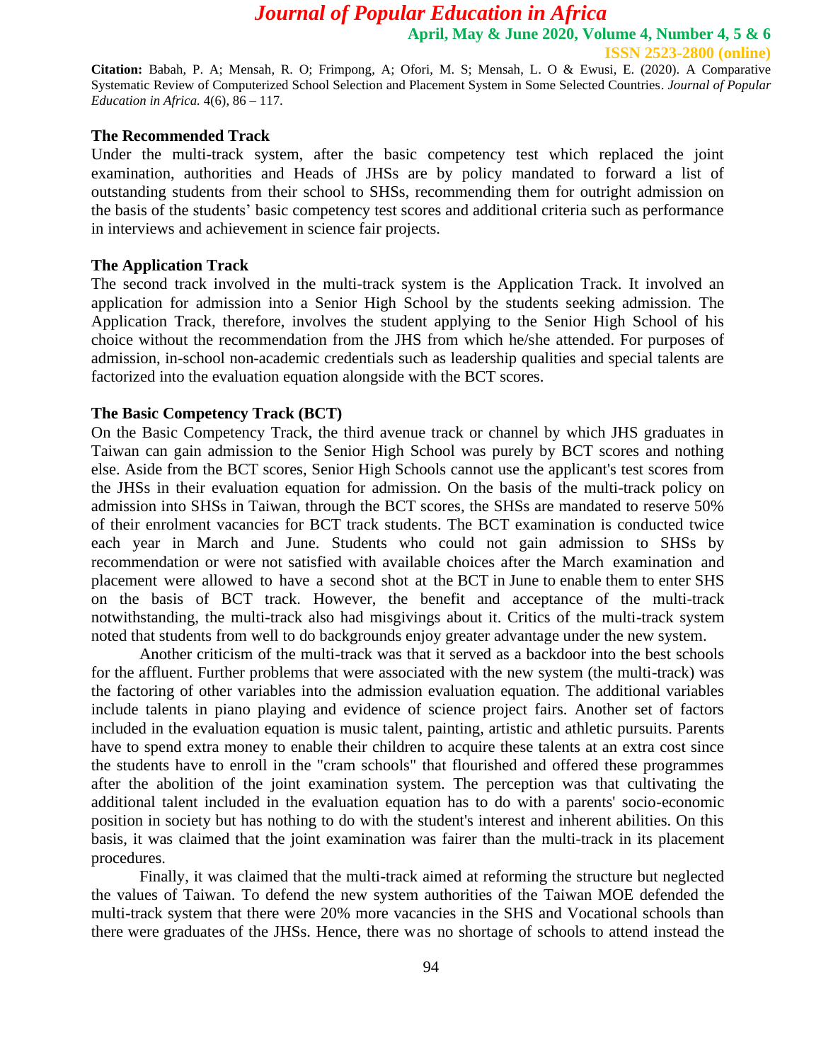### The Recommended Track

Under the multi-track system, after the basic competency test which replaced the joint examination, authorities and Heads of JHSs are by policy mandated to forward a list of outstanding students from their school to SHSs, recommending them for outright admission on the basis of the students' basic competency test scores and additional criteria such as performance in interviews and achievement in science fair projects.

### The Application Track

The second track involved in the multi-track system is the Application Track. It involved an application for admission into a Senior High School by the students seeking admission. The Application Track, therefore, involves the student applying to the Senior High School of his choice without the recommendation from the JHS from which he/she attended. For purposes of admission, in-school non-academic credentials such as leadership qualities and special talents are factorized into the evaluation equation alongside with the BCT scores.

### The Basic Competency Track (BCT)

On the Basic Competency Track, the third avenue track or channel by which JHS graduates in Taiwan can gain admission to the Senior High School was purely by BCT scores and nothing else. Aside from the BCT scores, Senior High Schools cannot use the applicant's test scores from the JHSs in their evaluation equation for admission. On the basis of the multi-track policy on admission into SHSs in Taiwan, through the BCT scores, the SHSs are mandated to reserve 50% of their enrolment vacancies for BCT track students. The BCT examination is conducted twice each year in March and June. Students who could not gain admission to SHSs by recommendation or were not satisfied with available choices after the March examination and placement were allowed to have a second shot at the BCT in June to enable them to enter SHS on the basis of BCT track. However, the benefit and acceptance of the multi-track notwithstanding, the multi-track also had misgivings about it. Critics of the multi-track system noted that students from well to do backgrounds enjoy greater advantage under the new system.

Another criticism of the multi-track was that it served as a backdoor into the best schools for the affluent. Further problems that were associated with the new system (the multi-track) was the factoring of other variables into the admission evaluation equation. The additional variables include talents in piano playing and evidence of science project fairs. Another set of factors included in the evaluation equation is music talent, painting, artistic and athletic pursuits. Parents have to spend extra money to enable their children to acquire these talents at an extra cost since the students have to enroll in the "cram schools" that flourished and offered these programmes after the abolition of the joint examination system. The perception was that cultivating the additional talent included in the evaluation equation has to do with a parents' socio-economic position in society but has nothing to do with the student's interest and inherent abilities. On this basis, it was claimed that the joint examination was fairer than the multi-track in its placement procedures.

Finally, it was claimed that the multi-track aimed at reforming the structure but neglected the values of Taiwan. To defend the new system authorities of the Taiwan MOE defended the multi-track system that there were 20% more vacancies in the SHS and Vocational schools than there were graduates of the JHSs. Hence, there was no shortage of schools to attend instead the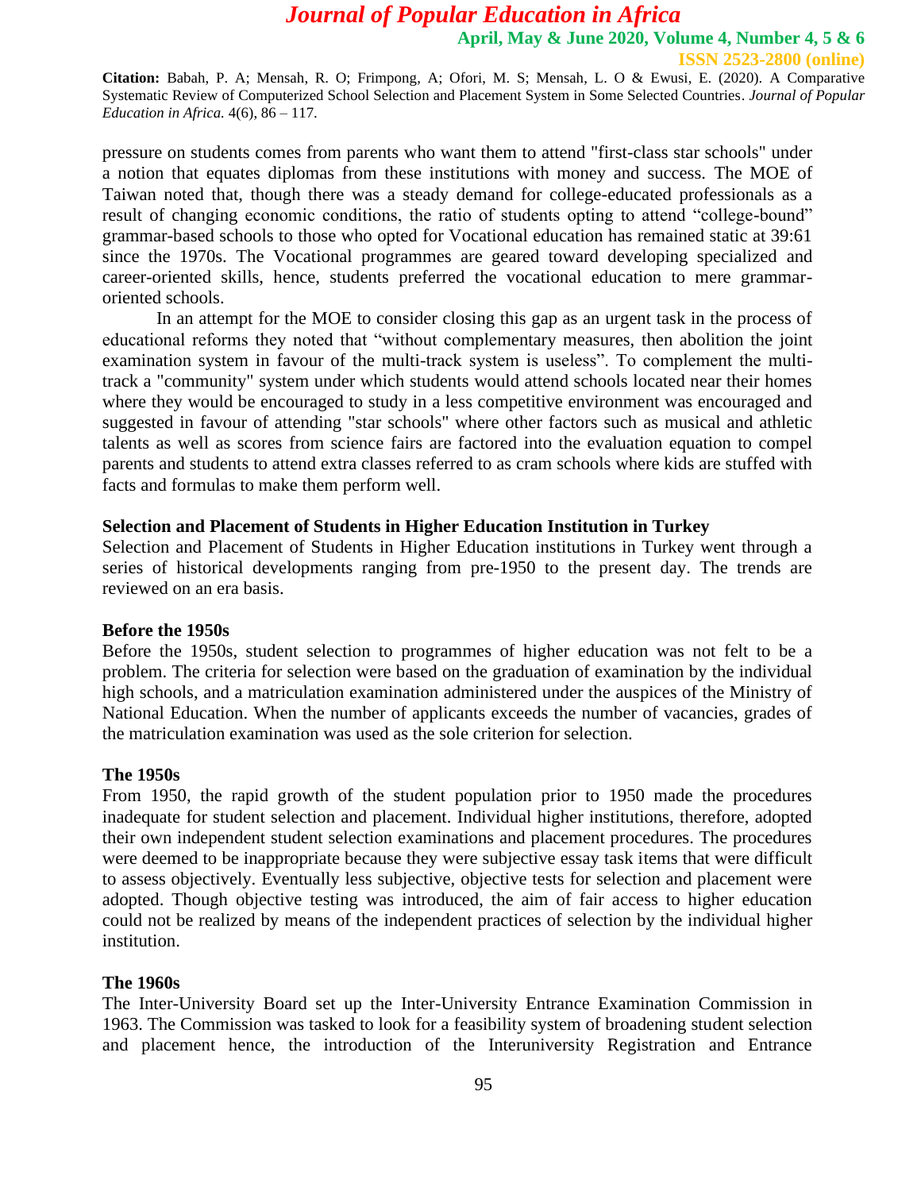pressure on students comes from parents who want them to attend "first-class star schools" under a notion that equates diplomas from these institutions with money and success. The MOE of Taiwan noted that, though there was a steady demand for college-educated professionals as a result of changing economic conditions, the ratio of students opting to attend "college-bound" grammar-based schools to those who opted for Vocational education has remained static at 39:61 since the 1970s. The Vocational programmes are geared toward developing specialized and career-oriented skills, hence, students preferred the vocational education to mere grammar-oriented schools.

In an attempt for the MOE to consider closing this gap as an urgent task in the process of educational reforms they noted that "without complementary measures, then abolition the joint examination system in favour of the multi-track system is useless". To complement the multi-track a "community" system under which students would attend schools located near their homes where they would be encouraged to study in a less competitive environment was encouraged and suggested in favour of attending "star schools" where other factors such as musical and athletic talents as well as scores from science fairs are factored into the evaluation equation to compel parents and students to attend extra classes referred to as cram schools where kids are stuffed with facts and formulas to make them perform well.

**Selection and Placement of Students in Higher Education Institution in Turkey**

Selection and Placement of Students in Higher Education institutions in Turkey went through a series of historical developments ranging from pre-1950 to the present day. The trends are reviewed on an era basis.

**Before the 1950s**

Before the 1950s, student selection to programmes of higher education was not felt to be a problem. The criteria for selection were based on the graduation of examination by the individual high schools, and a matriculation examination administered under the auspices of the Ministry of National Education. When the number of applicants exceeds the number of vacancies, grades of the matriculation examination was used as the sole criterion for selection.

**The 1950s**

From 1950, the rapid growth of the student population prior to 1950 made the procedures inadequate for student selection and placement. Individual higher institutions, therefore, adopted their own independent student selection examinations and placement procedures. The procedures were deemed to be inappropriate because they were subjective essay task items that were difficult to assess objectively. Eventually less subjective, objective tests for selection and placement were adopted. Though objective testing was introduced, the aim of fair access to higher education could not be realized by means of the independent practices of selection by the individual higher institution.

**The 1960s**

The Inter-University Board set up the Inter-University Entrance Examination Commission in 1963. The Commission was tasked to look for a feasibility system of broadening student selection and placement hence, the introduction of the Interuniversity Registration and Entrance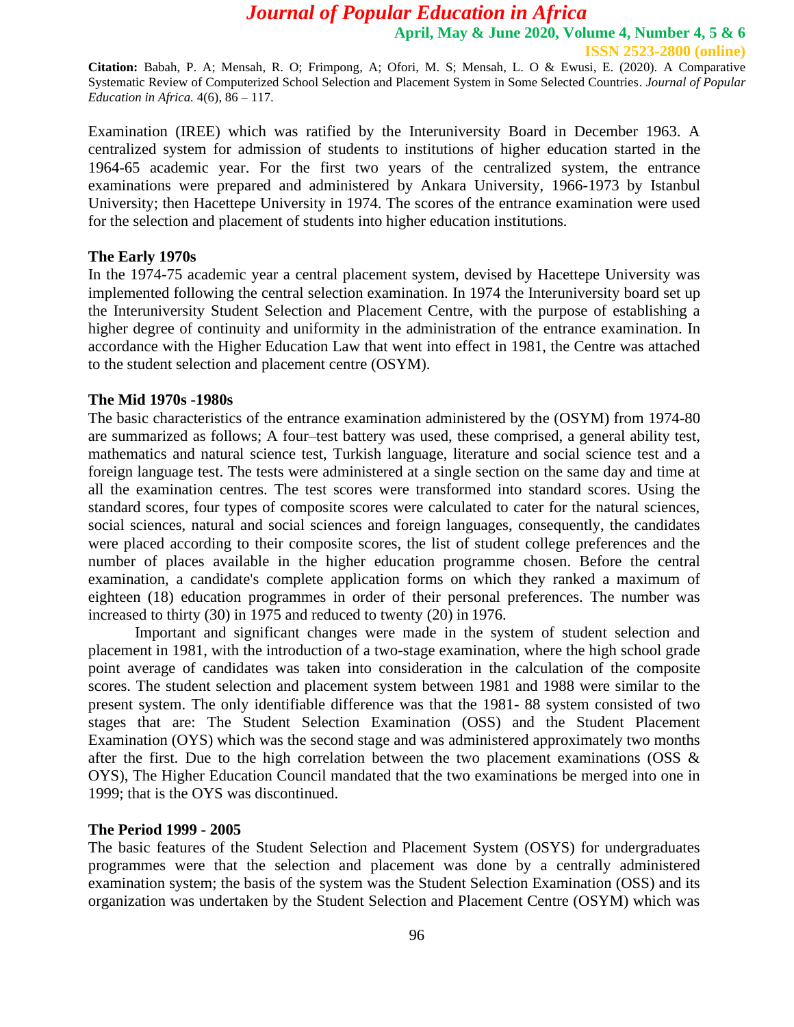Examination (IREE) which was ratified by the Interuniversity Board in December 1963. A centralized system for admission of students to institutions of higher education started in the 1964-65 academic year. For the first two years of the centralized system, the entrance examinations were prepared and administered by Ankara University, 1966-1973 by Istanbul University; then Hacettepe University in 1974. The scores of the entrance examination were used for the selection and placement of students into higher education institutions.

**The Early 1970s**

In the 1974-75 academic year a central placement system, devised by Hacettepe University was implemented following the central selection examination. In 1974 the Interuniversity board set up the Interuniversity Student Selection and Placement Centre, with the purpose of establishing a higher degree of continuity and uniformity in the administration of the entrance examination. In accordance with the Higher Education Law that went into effect in 1981, the Centre was attached to the student selection and placement centre (OSYM).

**The Mid 1970s -1980s**

The basic characteristics of the entrance examination administered by the (OSYM) from 1974-80 are summarized as follows; A four–test battery was used, these comprised, a general ability test, mathematics and natural science test, Turkish language, literature and social science test and a foreign language test. The tests were administered at a single section on the same day and time at all the examination centres. The test scores were transformed into standard scores. Using the standard scores, four types of composite scores were calculated to cater for the natural sciences, social sciences, natural and social sciences and foreign languages, consequently, the candidates were placed according to their composite scores, the list of student college preferences and the number of places available in the higher education programme chosen. Before the central examination, a candidate's complete application forms on which they ranked a maximum of eighteen (18) education programmes in order of their personal preferences. The number was increased to thirty (30) in 1975 and reduced to twenty (20) in 1976.

Important and significant changes were made in the system of student selection and placement in 1981, with the introduction of a two-stage examination, where the high school grade point average of candidates was taken into consideration in the calculation of the composite scores. The student selection and placement system between 1981 and 1988 were similar to the present system. The only identifiable difference was that the 1981- 88 system consisted of two stages that are: The Student Selection Examination (OSS) and the Student Placement Examination (OYS) which was the second stage and was administered approximately two months after the first. Due to the high correlation between the two placement examinations (OSS & OYS), The Higher Education Council mandated that the two examinations be merged into one in 1999; that is the OYS was discontinued.

**The Period 1999 - 2005**

The basic features of the Student Selection and Placement System (OSYS) for undergraduates programmes were that the selection and placement was done by a centrally administered examination system; the basis of the system was the Student Selection Examination (OSS) and its organization was undertaken by the Student Selection and Placement Centre (OSYM) which was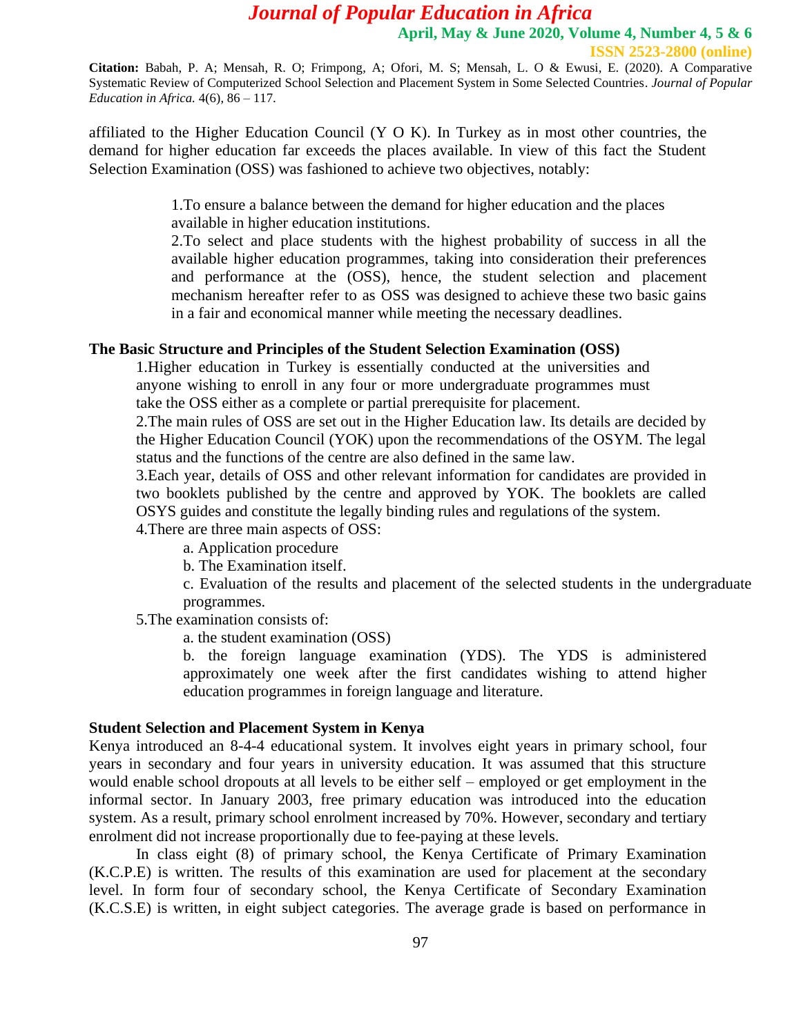affiliated to the Higher Education Council (Y O K). In Turkey as in most other countries, the demand for higher education far exceeds the places available. In view of this fact the Student Selection Examination (OSS) was fashioned to achieve two objectives, notably:

1.To ensure a balance between the demand for higher education and the places available in higher education institutions.
2.To select and place students with the highest probability of success in all the available higher education programmes, taking into consideration their preferences and performance at the (OSS), hence, the student selection and placement mechanism hereafter refer to as OSS was designed to achieve these two basic gains in a fair and economical manner while meeting the necessary deadlines.

**The Basic Structure and Principles of the Student Selection Examination (OSS)**

1.Higher education in Turkey is essentially conducted at the universities and anyone wishing to enroll in any four or more undergraduate programmes must take the OSS either as a complete or partial prerequisite for placement.
2.The main rules of OSS are set out in the Higher Education law. Its details are decided by the Higher Education Council (YOK) upon the recommendations of the OSYM. The legal status and the functions of the centre are also defined in the same law.
3.Each year, details of OSS and other relevant information for candidates are provided in two booklets published by the centre and approved by YOK. The booklets are called OSYS guides and constitute the legally binding rules and regulations of the system.
4.There are three main aspects of OSS:
   a. Application procedure
   b. The Examination itself.
   c. Evaluation of the results and placement of the selected students in the undergraduate programmes.
5.The examination consists of:
   a. the student examination (OSS)
   b. the foreign language examination (YDS). The YDS is administered approximately one week after the first candidates wishing to attend higher education programmes in foreign language and literature.

**Student Selection and Placement System in Kenya**

Kenya introduced an 8-4-4 educational system. It involves eight years in primary school, four years in secondary and four years in university education. It was assumed that this structure would enable school dropouts at all levels to be either self – employed or get employment in the informal sector. In January 2003, free primary education was introduced into the education system. As a result, primary school enrolment increased by 70%. However, secondary and tertiary enrolment did not increase proportionally due to fee-paying at these levels.

In class eight (8) of primary school, the Kenya Certificate of Primary Examination (K.C.P.E) is written. The results of this examination are used for placement at the secondary level. In form four of secondary school, the Kenya Certificate of Secondary Examination (K.C.S.E) is written, in eight subject categories. The average grade is based on performance in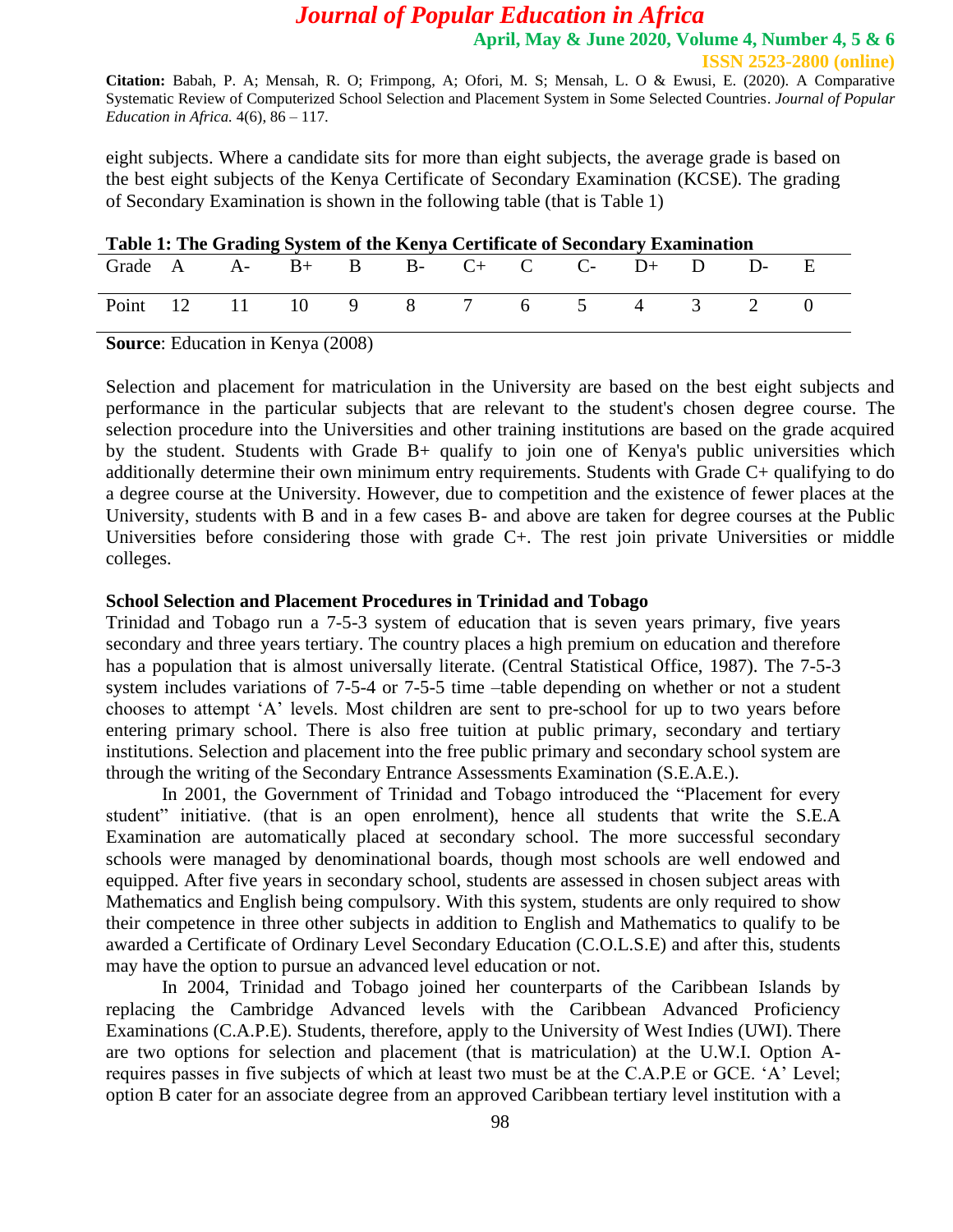eight subjects. Where a candidate sits for more than eight subjects, the average grade is based on the best eight subjects of the Kenya Certificate of Secondary Examination (KCSE). The grading of Secondary Examination is shown in the following table (that is Table 1)

**Table 1: The Grading System of the Kenya Certificate of Secondary Examination**

| Grade | A | A- | B+ | B | B- | C+ | C | C- | D+ | D | D- | E |
|---|---|---|---|---|---|---|---|---|---|---|---|---|
| Point | 12 | 11 | 10 | 9 | 8 | 7 | 6 | 5 | 4 | 3 | 2 | 0 |

**Source**: Education in Kenya (2008)

Selection and placement for matriculation in the University are based on the best eight subjects and performance in the particular subjects that are relevant to the student's chosen degree course. The selection procedure into the Universities and other training institutions are based on the grade acquired by the student. Students with Grade B+ qualify to join one of Kenya's public universities which additionally determine their own minimum entry requirements. Students with Grade C+ qualifying to do a degree course at the University. However, due to competition and the existence of fewer places at the University, students with B and in a few cases B- and above are taken for degree courses at the Public Universities before considering those with grade C+. The rest join private Universities or middle colleges.

**School Selection and Placement Procedures in Trinidad and Tobago**

Trinidad and Tobago run a 7-5-3 system of education that is seven years primary, five years secondary and three years tertiary. The country places a high premium on education and therefore has a population that is almost universally literate. (Central Statistical Office, 1987). The 7-5-3 system includes variations of 7-5-4 or 7-5-5 time –table depending on whether or not a student chooses to attempt 'A' levels. Most children are sent to pre-school for up to two years before entering primary school. There is also free tuition at public primary, secondary and tertiary institutions. Selection and placement into the free public primary and secondary school system are through the writing of the Secondary Entrance Assessments Examination (S.E.A.E.).

In 2001, the Government of Trinidad and Tobago introduced the "Placement for every student" initiative. (that is an open enrolment), hence all students that write the S.E.A Examination are automatically placed at secondary school. The more successful secondary schools were managed by denominational boards, though most schools are well endowed and equipped. After five years in secondary school, students are assessed in chosen subject areas with Mathematics and English being compulsory. With this system, students are only required to show their competence in three other subjects in addition to English and Mathematics to qualify to be awarded a Certificate of Ordinary Level Secondary Education (C.O.L.S.E) and after this, students may have the option to pursue an advanced level education or not.

In 2004, Trinidad and Tobago joined her counterparts of the Caribbean Islands by replacing the Cambridge Advanced levels with the Caribbean Advanced Proficiency Examinations (C.A.P.E). Students, therefore, apply to the University of West Indies (UWI). There are two options for selection and placement (that is matriculation) at the U.W.I. Option A- requires passes in five subjects of which at least two must be at the C.A.P.E or GCE. 'A' Level; option B cater for an associate degree from an approved Caribbean tertiary level institution with a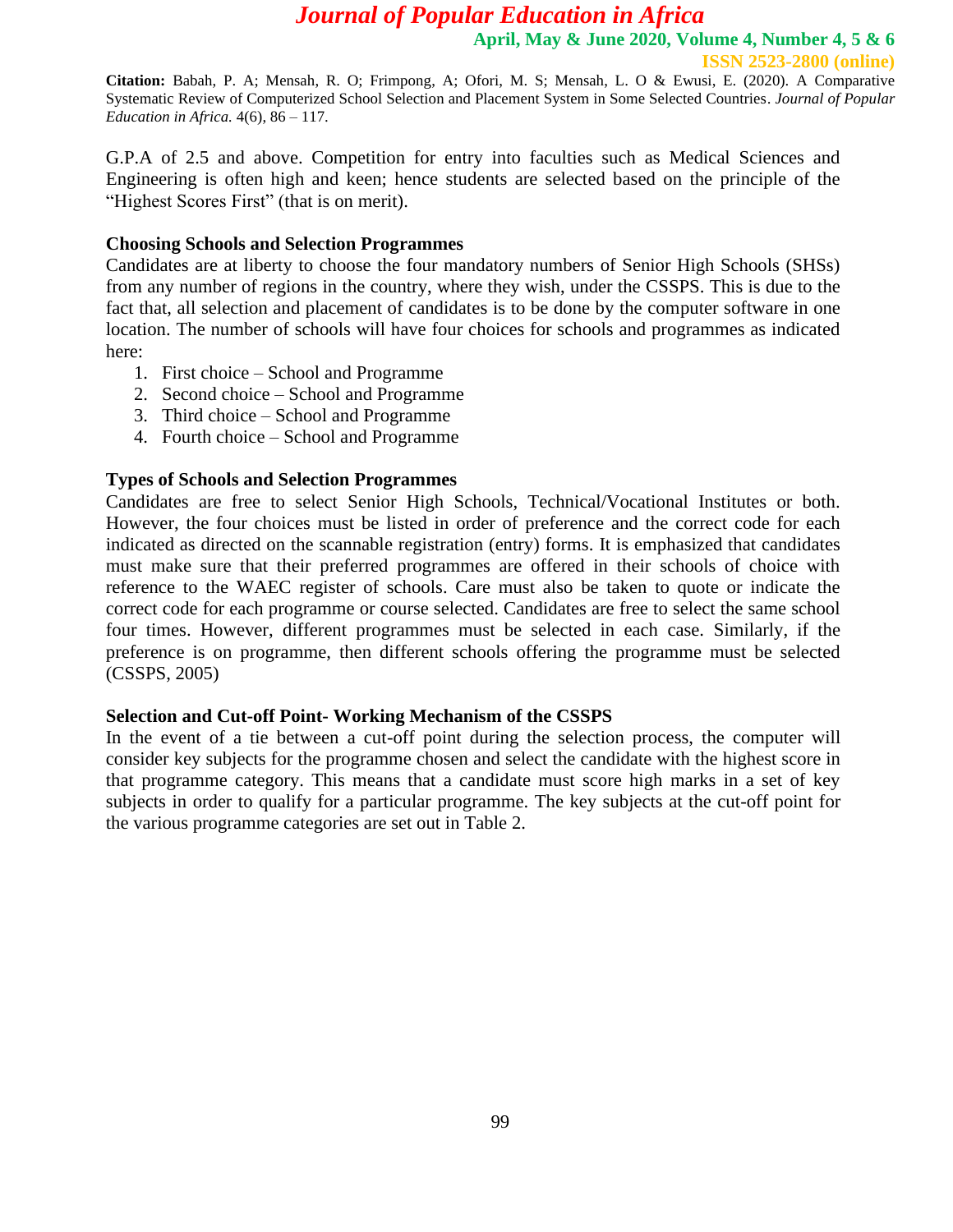G.P.A of 2.5 and above. Competition for entry into faculties such as Medical Sciences and Engineering is often high and keen; hence students are selected based on the principle of the "Highest Scores First" (that is on merit).

**Choosing Schools and Selection Programmes**

Candidates are at liberty to choose the four mandatory numbers of Senior High Schools (SHSs) from any number of regions in the country, where they wish, under the CSSPS. This is due to the fact that, all selection and placement of candidates is to be done by the computer software in one location. The number of schools will have four choices for schools and programmes as indicated here:

1. First choice – School and Programme
2. Second choice – School and Programme
3. Third choice – School and Programme
4. Fourth choice – School and Programme

**Types of Schools and Selection Programmes**

Candidates are free to select Senior High Schools, Technical/Vocational Institutes or both. However, the four choices must be listed in order of preference and the correct code for each indicated as directed on the scannable registration (entry) forms. It is emphasized that candidates must make sure that their preferred programmes are offered in their schools of choice with reference to the WAEC register of schools. Care must also be taken to quote or indicate the correct code for each programme or course selected. Candidates are free to select the same school four times. However, different programmes must be selected in each case. Similarly, if the preference is on programme, then different schools offering the programme must be selected (CSSPS, 2005)

**Selection and Cut-off Point- Working Mechanism of the CSSPS**

In the event of a tie between a cut-off point during the selection process, the computer will consider key subjects for the programme chosen and select the candidate with the highest score in that programme category. This means that a candidate must score high marks in a set of key subjects in order to qualify for a particular programme. The key subjects at the cut-off point for the various programme categories are set out in Table 2.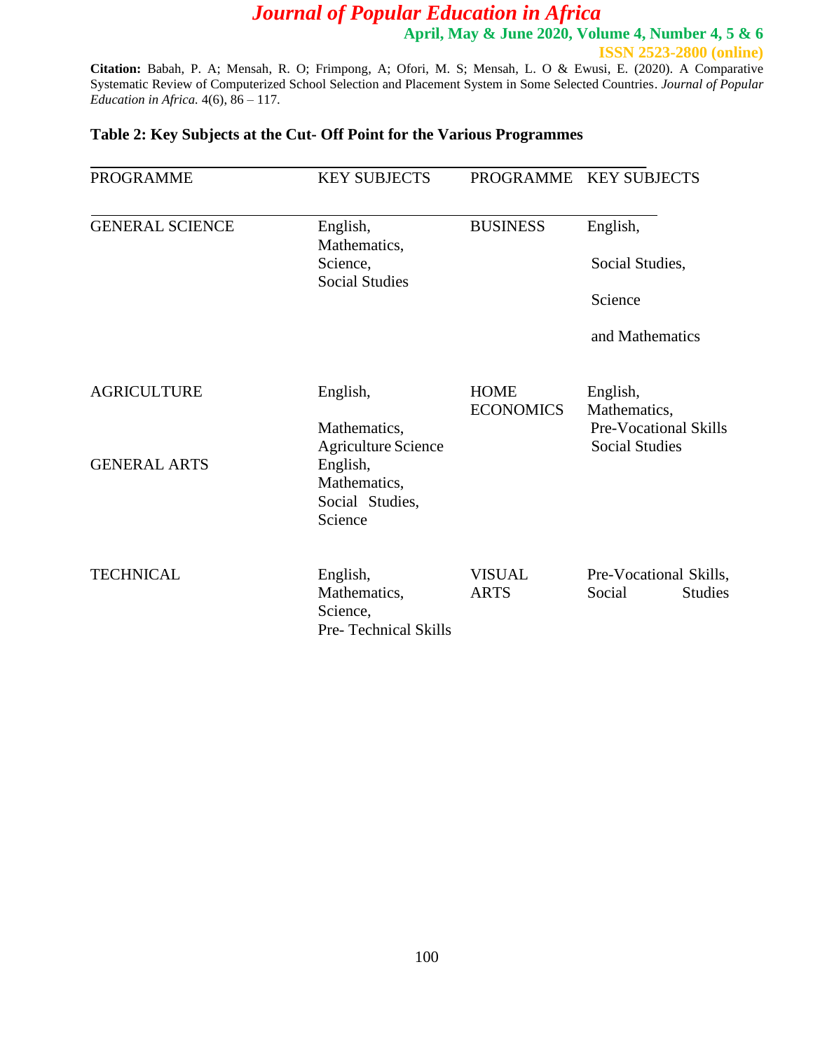**Table 2: Key Subjects at the Cut- Off Point for the Various Programmes**

| PROGRAMME | KEY SUBJECTS | PROGRAMME | KEY SUBJECTS |
|---|---|---|---|
| GENERAL SCIENCE | English, Mathematics, Science, Social Studies | BUSINESS | English, Social Studies, Science and Mathematics |
| AGRICULTURE | English, Mathematics, Agriculture Science | HOME ECONOMICS | English, Mathematics, Pre-Vocational Skills Social Studies |
| GENERAL ARTS | English, Mathematics, Social Studies, Science | | |
| TECHNICAL | English, Mathematics, Science, Pre- Technical Skills | VISUAL ARTS | Pre-Vocational Skills, Social Studies |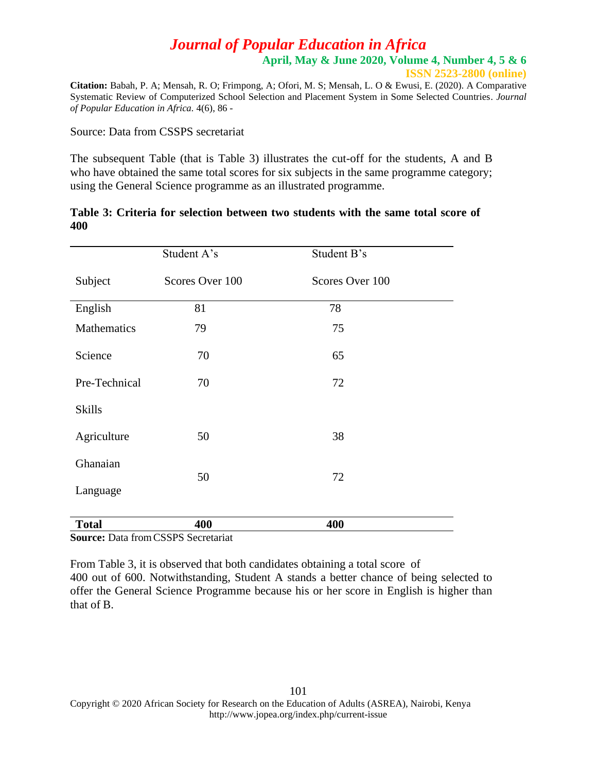Source: Data from CSSPS secretariat

The subsequent Table (that is Table 3) illustrates the cut-off for the students, A and B who have obtained the same total scores for six subjects in the same programme category; using the General Science programme as an illustrated programme.

**Table 3: Criteria for selection between two students with the same total score of 400**

| Subject | Student A's Scores Over 100 | Student B's Scores Over 100 |
|---|---|---|
| English | 81 | 78 |
| Mathematics | 79 | 75 |
| Science | 70 | 65 |
| Pre-Technical Skills | 70 | 72 |
| Agriculture | 50 | 38 |
| Ghanaian Language | 50 | 72 |
| **Total** | **400** | **400** |

**Source:** Data from CSSPS Secretariat

From Table 3, it is observed that both candidates obtaining a total score of 400 out of 600. Notwithstanding, Student A stands a better chance of being selected to offer the General Science Programme because his or her score in English is higher than that of B.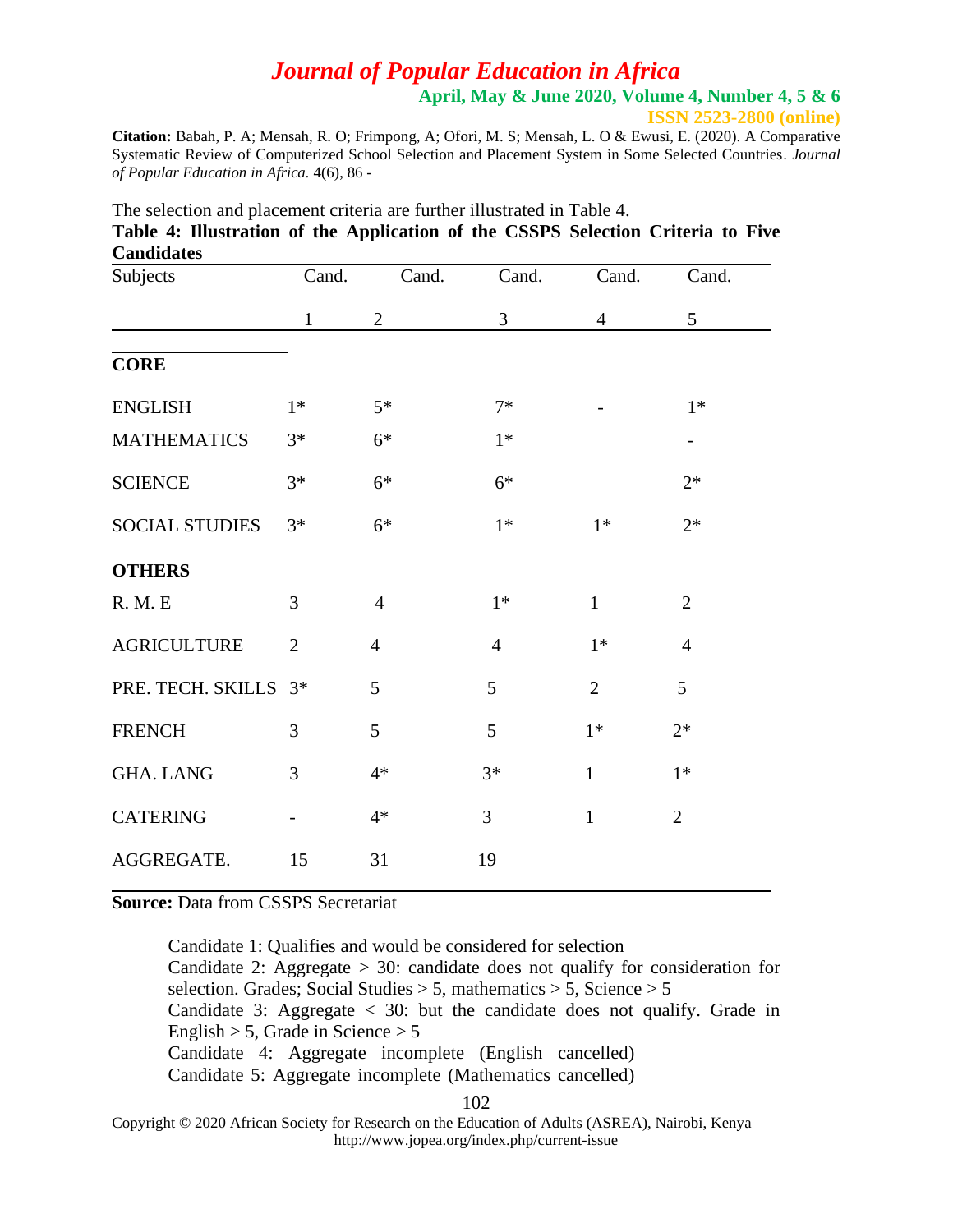The selection and placement criteria are further illustrated in Table 4.

**Table 4: Illustration of the Application of the CSSPS Selection Criteria to Five Candidates**

| Subjects | Cand. 1 | Cand. 2 | Cand. 3 | Cand. 4 | Cand. 5 |
|---|---|---|---|---|---|
| **CORE** | | | | | |
| ENGLISH | 1* | 5* | 7* | - | 1* |
| MATHEMATICS | 3* | 6* | 1* | | - |
| SCIENCE | 3* | 6* | 6* | | 2* |
| SOCIAL STUDIES | 3* | 6* | 1* | 1* | 2* |
| **OTHERS** | | | | | |
| R. M. E | 3 | 4 | 1* | 1 | 2 |
| AGRICULTURE | 2 | 4 | 4 | 1* | 4 |
| PRE. TECH. SKILLS | 3* | 5 | 5 | 2 | 5 |
| FRENCH | 3 | 5 | 5 | 1* | 2* |
| GHA. LANG | 3 | 4* | 3* | 1 | 1* |
| CATERING | - | 4* | 3 | 1 | 2 |
| AGGREGATE. | 15 | 31 | 19 | | |

**Source:** Data from CSSPS Secretariat

Candidate 1: Qualifies and would be considered for selection
Candidate 2: Aggregate > 30: candidate does not qualify for consideration for selection. Grades; Social Studies > 5, mathematics > 5, Science > 5
Candidate 3: Aggregate < 30: but the candidate does not qualify. Grade in English > 5, Grade in Science > 5
Candidate 4: Aggregate incomplete (English cancelled)
Candidate 5: Aggregate incomplete (Mathematics cancelled)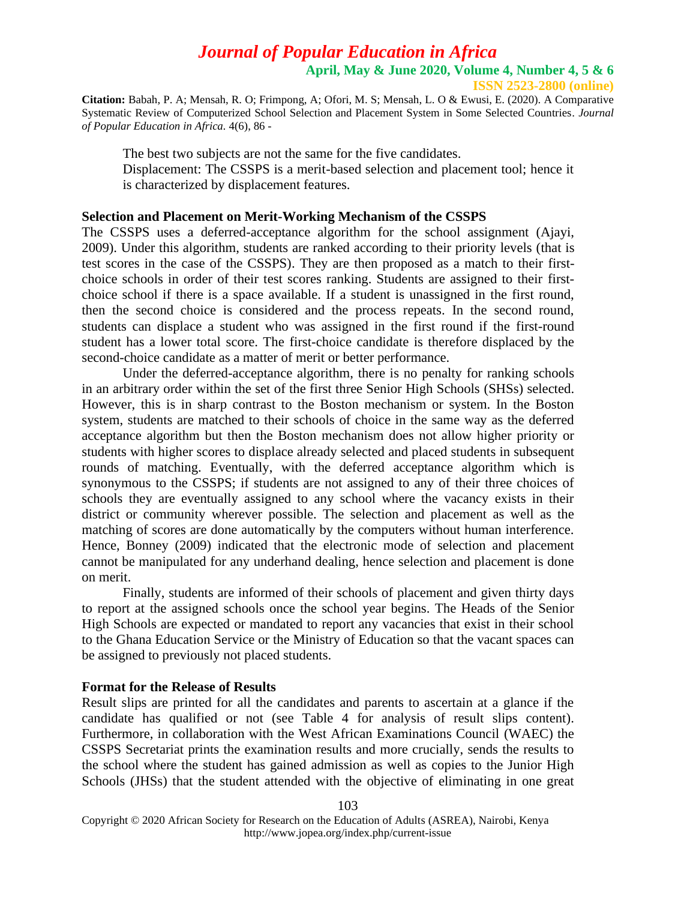The best two subjects are not the same for the five candidates.

Displacement: The CSSPS is a merit-based selection and placement tool; hence it is characterized by displacement features.

**Selection and Placement on Merit-Working Mechanism of the CSSPS**

The CSSPS uses a deferred-acceptance algorithm for the school assignment (Ajayi, 2009). Under this algorithm, students are ranked according to their priority levels (that is test scores in the case of the CSSPS). They are then proposed as a match to their first-choice schools in order of their test scores ranking. Students are assigned to their first-choice school if there is a space available. If a student is unassigned in the first round, then the second choice is considered and the process repeats. In the second round, students can displace a student who was assigned in the first round if the first-round student has a lower total score. The first-choice candidate is therefore displaced by the second-choice candidate as a matter of merit or better performance.

Under the deferred-acceptance algorithm, there is no penalty for ranking schools in an arbitrary order within the set of the first three Senior High Schools (SHSs) selected. However, this is in sharp contrast to the Boston mechanism or system. In the Boston system, students are matched to their schools of choice in the same way as the deferred acceptance algorithm but then the Boston mechanism does not allow higher priority or students with higher scores to displace already selected and placed students in subsequent rounds of matching. Eventually, with the deferred acceptance algorithm which is synonymous to the CSSPS; if students are not assigned to any of their three choices of schools they are eventually assigned to any school where the vacancy exists in their district or community wherever possible. The selection and placement as well as the matching of scores are done automatically by the computers without human interference. Hence, Bonney (2009) indicated that the electronic mode of selection and placement cannot be manipulated for any underhand dealing, hence selection and placement is done on merit.

Finally, students are informed of their schools of placement and given thirty days to report at the assigned schools once the school year begins. The Heads of the Senior High Schools are expected or mandated to report any vacancies that exist in their school to the Ghana Education Service or the Ministry of Education so that the vacant spaces can be assigned to previously not placed students.

**Format for the Release of Results**

Result slips are printed for all the candidates and parents to ascertain at a glance if the candidate has qualified or not (see Table 4 for analysis of result slips content). Furthermore, in collaboration with the West African Examinations Council (WAEC) the CSSPS Secretariat prints the examination results and more crucially, sends the results to the school where the student has gained admission as well as copies to the Junior High Schools (JHSs) that the student attended with the objective of eliminating in one great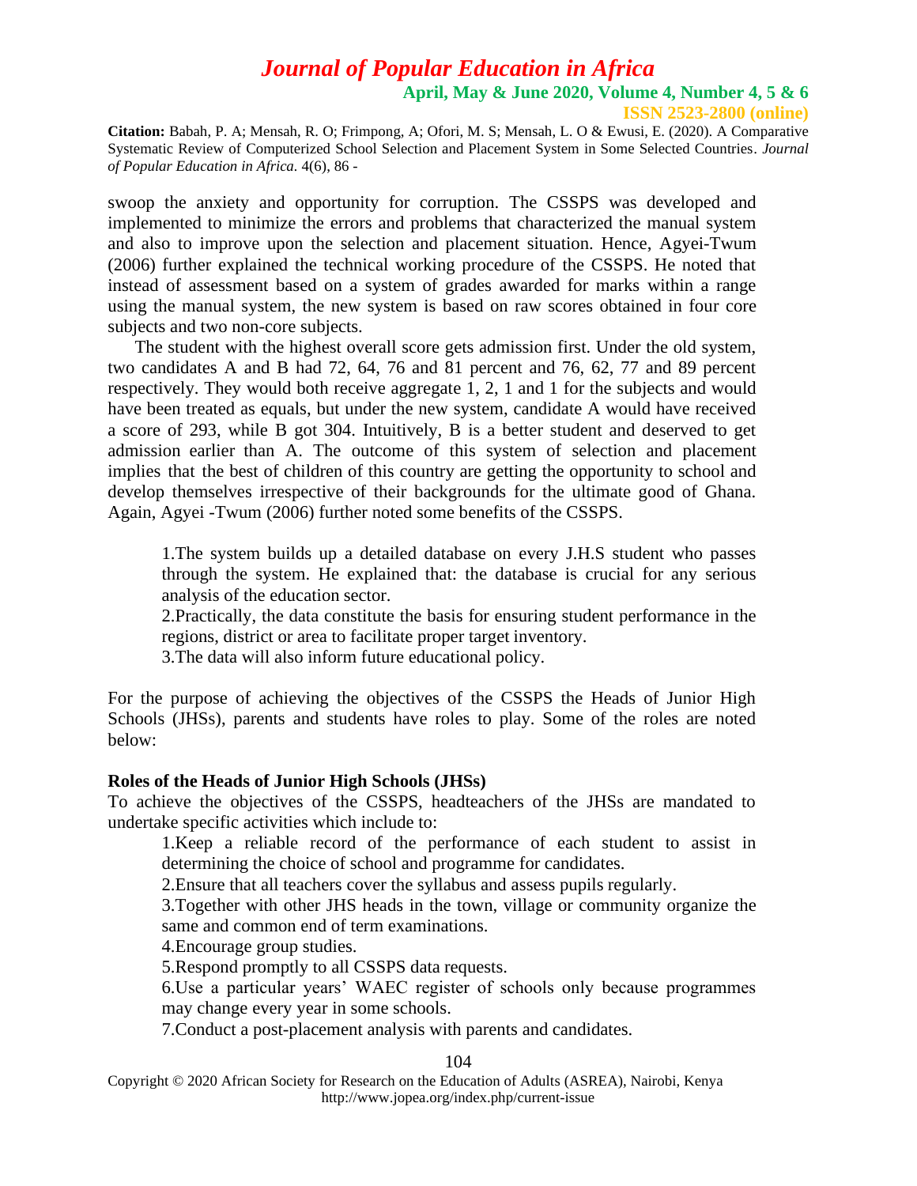swoop the anxiety and opportunity for corruption. The CSSPS was developed and implemented to minimize the errors and problems that characterized the manual system and also to improve upon the selection and placement situation. Hence, Agyei-Twum (2006) further explained the technical working procedure of the CSSPS. He noted that instead of assessment based on a system of grades awarded for marks within a range using the manual system, the new system is based on raw scores obtained in four core subjects and two non-core subjects.

The student with the highest overall score gets admission first. Under the old system, two candidates A and B had 72, 64, 76 and 81 percent and 76, 62, 77 and 89 percent respectively. They would both receive aggregate 1, 2, 1 and 1 for the subjects and would have been treated as equals, but under the new system, candidate A would have received a score of 293, while B got 304. Intuitively, B is a better student and deserved to get admission earlier than A. The outcome of this system of selection and placement implies that the best of children of this country are getting the opportunity to school and develop themselves irrespective of their backgrounds for the ultimate good of Ghana. Again, Agyei -Twum (2006) further noted some benefits of the CSSPS.

1. The system builds up a detailed database on every J.H.S student who passes through the system. He explained that: the database is crucial for any serious analysis of the education sector.
2. Practically, the data constitute the basis for ensuring student performance in the regions, district or area to facilitate proper target inventory.
3. The data will also inform future educational policy.

For the purpose of achieving the objectives of the CSSPS the Heads of Junior High Schools (JHSs), parents and students have roles to play. Some of the roles are noted below:

**Roles of the Heads of Junior High Schools (JHSs)**

To achieve the objectives of the CSSPS, headteachers of the JHSs are mandated to undertake specific activities which include to:

1. Keep a reliable record of the performance of each student to assist in determining the choice of school and programme for candidates.
2. Ensure that all teachers cover the syllabus and assess pupils regularly.
3. Together with other JHS heads in the town, village or community organize the same and common end of term examinations.
4. Encourage group studies.
5. Respond promptly to all CSSPS data requests.
6. Use a particular years' WAEC register of schools only because programmes may change every year in some schools.
7. Conduct a post-placement analysis with parents and candidates.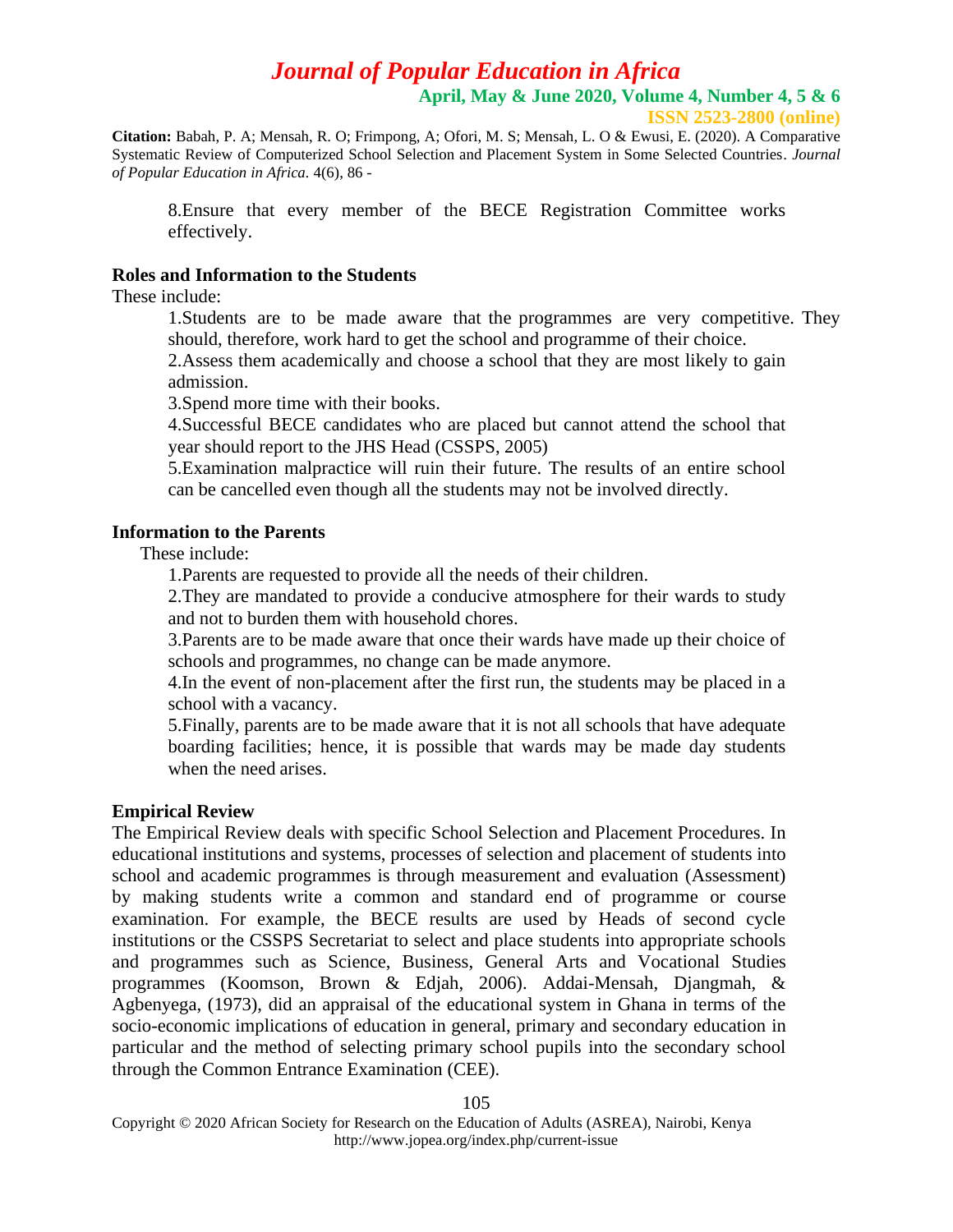8.Ensure that every member of the BECE Registration Committee works effectively.

**Roles and Information to the Students**

These include:

1.Students are to be made aware that the programmes are very competitive. They should, therefore, work hard to get the school and programme of their choice.
2.Assess them academically and choose a school that they are most likely to gain admission.
3.Spend more time with their books.
4.Successful BECE candidates who are placed but cannot attend the school that year should report to the JHS Head (CSSPS, 2005)
5.Examination malpractice will ruin their future. The results of an entire school can be cancelled even though all the students may not be involved directly.

**Information to the Parents**

These include:

1.Parents are requested to provide all the needs of their children.
2.They are mandated to provide a conducive atmosphere for their wards to study and not to burden them with household chores.
3.Parents are to be made aware that once their wards have made up their choice of schools and programmes, no change can be made anymore.
4.In the event of non-placement after the first run, the students may be placed in a school with a vacancy.
5.Finally, parents are to be made aware that it is not all schools that have adequate boarding facilities; hence, it is possible that wards may be made day students when the need arises.

**Empirical Review**

The Empirical Review deals with specific School Selection and Placement Procedures. In educational institutions and systems, processes of selection and placement of students into school and academic programmes is through measurement and evaluation (Assessment) by making students write a common and standard end of programme or course examination. For example, the BECE results are used by Heads of second cycle institutions or the CSSPS Secretariat to select and place students into appropriate schools and programmes such as Science, Business, General Arts and Vocational Studies programmes (Koomson, Brown & Edjah, 2006). Addai-Mensah, Djangmah, & Agbenyega, (1973), did an appraisal of the educational system in Ghana in terms of the socio-economic implications of education in general, primary and secondary education in particular and the method of selecting primary school pupils into the secondary school through the Common Entrance Examination (CEE).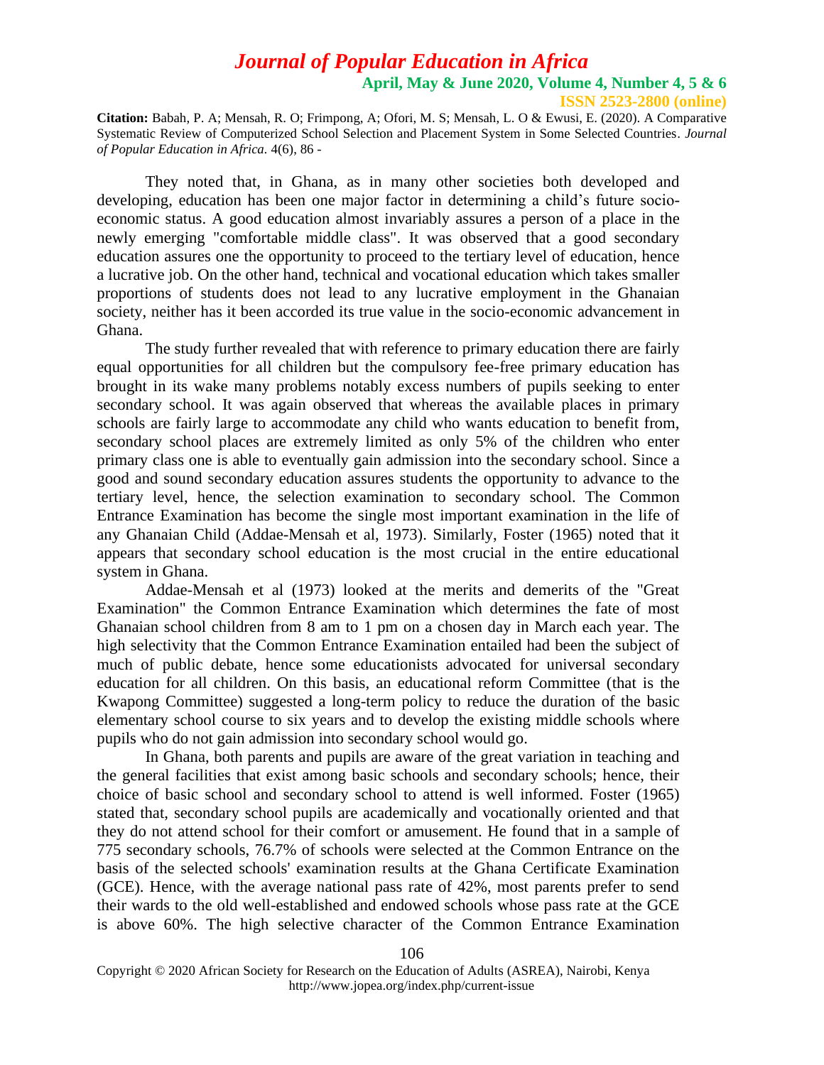They noted that, in Ghana, as in many other societies both developed and developing, education has been one major factor in determining a child's future socio-economic status. A good education almost invariably assures a person of a place in the newly emerging "comfortable middle class". It was observed that a good secondary education assures one the opportunity to proceed to the tertiary level of education, hence a lucrative job. On the other hand, technical and vocational education which takes smaller proportions of students does not lead to any lucrative employment in the Ghanaian society, neither has it been accorded its true value in the socio-economic advancement in Ghana.

The study further revealed that with reference to primary education there are fairly equal opportunities for all children but the compulsory fee-free primary education has brought in its wake many problems notably excess numbers of pupils seeking to enter secondary school. It was again observed that whereas the available places in primary schools are fairly large to accommodate any child who wants education to benefit from, secondary school places are extremely limited as only 5% of the children who enter primary class one is able to eventually gain admission into the secondary school. Since a good and sound secondary education assures students the opportunity to advance to the tertiary level, hence, the selection examination to secondary school. The Common Entrance Examination has become the single most important examination in the life of any Ghanaian Child (Addae-Mensah et al, 1973). Similarly, Foster (1965) noted that it appears that secondary school education is the most crucial in the entire educational system in Ghana.

Addae-Mensah et al (1973) looked at the merits and demerits of the "Great Examination" the Common Entrance Examination which determines the fate of most Ghanaian school children from 8 am to 1 pm on a chosen day in March each year. The high selectivity that the Common Entrance Examination entailed had been the subject of much of public debate, hence some educationists advocated for universal secondary education for all children. On this basis, an educational reform Committee (that is the Kwapong Committee) suggested a long-term policy to reduce the duration of the basic elementary school course to six years and to develop the existing middle schools where pupils who do not gain admission into secondary school would go.

In Ghana, both parents and pupils are aware of the great variation in teaching and the general facilities that exist among basic schools and secondary schools; hence, their choice of basic school and secondary school to attend is well informed. Foster (1965) stated that, secondary school pupils are academically and vocationally oriented and that they do not attend school for their comfort or amusement. He found that in a sample of 775 secondary schools, 76.7% of schools were selected at the Common Entrance on the basis of the selected schools' examination results at the Ghana Certificate Examination (GCE). Hence, with the average national pass rate of 42%, most parents prefer to send their wards to the old well-established and endowed schools whose pass rate at the GCE is above 60%. The high selective character of the Common Entrance Examination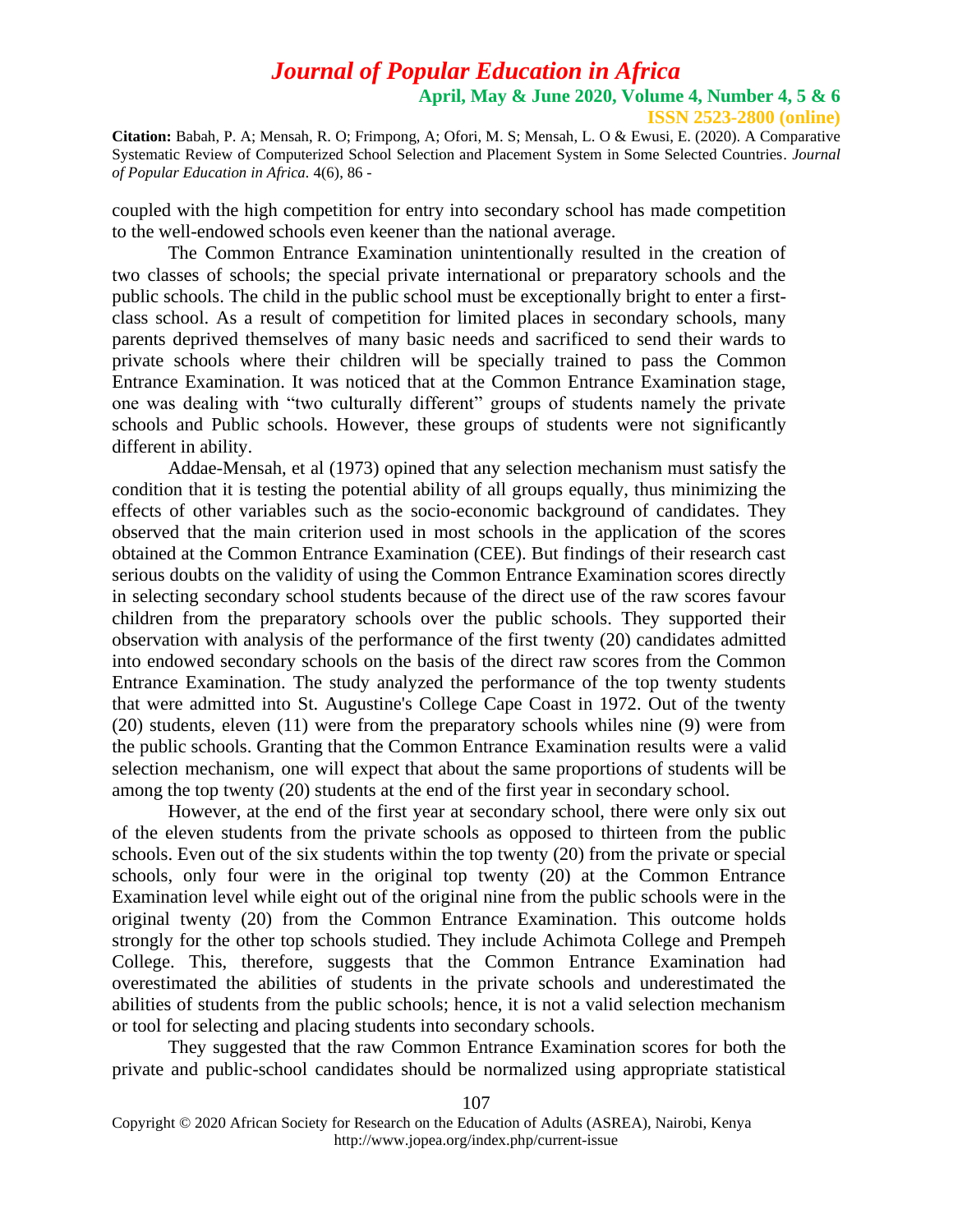coupled with the high competition for entry into secondary school has made competition to the well-endowed schools even keener than the national average.

The Common Entrance Examination unintentionally resulted in the creation of two classes of schools; the special private international or preparatory schools and the public schools. The child in the public school must be exceptionally bright to enter a first-class school. As a result of competition for limited places in secondary schools, many parents deprived themselves of many basic needs and sacrificed to send their wards to private schools where their children will be specially trained to pass the Common Entrance Examination. It was noticed that at the Common Entrance Examination stage, one was dealing with "two culturally different" groups of students namely the private schools and Public schools. However, these groups of students were not significantly different in ability.

Addae-Mensah, et al (1973) opined that any selection mechanism must satisfy the condition that it is testing the potential ability of all groups equally, thus minimizing the effects of other variables such as the socio-economic background of candidates. They observed that the main criterion used in most schools in the application of the scores obtained at the Common Entrance Examination (CEE). But findings of their research cast serious doubts on the validity of using the Common Entrance Examination scores directly in selecting secondary school students because of the direct use of the raw scores favour children from the preparatory schools over the public schools. They supported their observation with analysis of the performance of the first twenty (20) candidates admitted into endowed secondary schools on the basis of the direct raw scores from the Common Entrance Examination. The study analyzed the performance of the top twenty students that were admitted into St. Augustine's College Cape Coast in 1972. Out of the twenty (20) students, eleven (11) were from the preparatory schools whiles nine (9) were from the public schools. Granting that the Common Entrance Examination results were a valid selection mechanism, one will expect that about the same proportions of students will be among the top twenty (20) students at the end of the first year in secondary school.

However, at the end of the first year at secondary school, there were only six out of the eleven students from the private schools as opposed to thirteen from the public schools. Even out of the six students within the top twenty (20) from the private or special schools, only four were in the original top twenty (20) at the Common Entrance Examination level while eight out of the original nine from the public schools were in the original twenty (20) from the Common Entrance Examination. This outcome holds strongly for the other top schools studied. They include Achimota College and Prempeh College. This, therefore, suggests that the Common Entrance Examination had overestimated the abilities of students in the private schools and underestimated the abilities of students from the public schools; hence, it is not a valid selection mechanism or tool for selecting and placing students into secondary schools.

They suggested that the raw Common Entrance Examination scores for both the private and public-school candidates should be normalized using appropriate statistical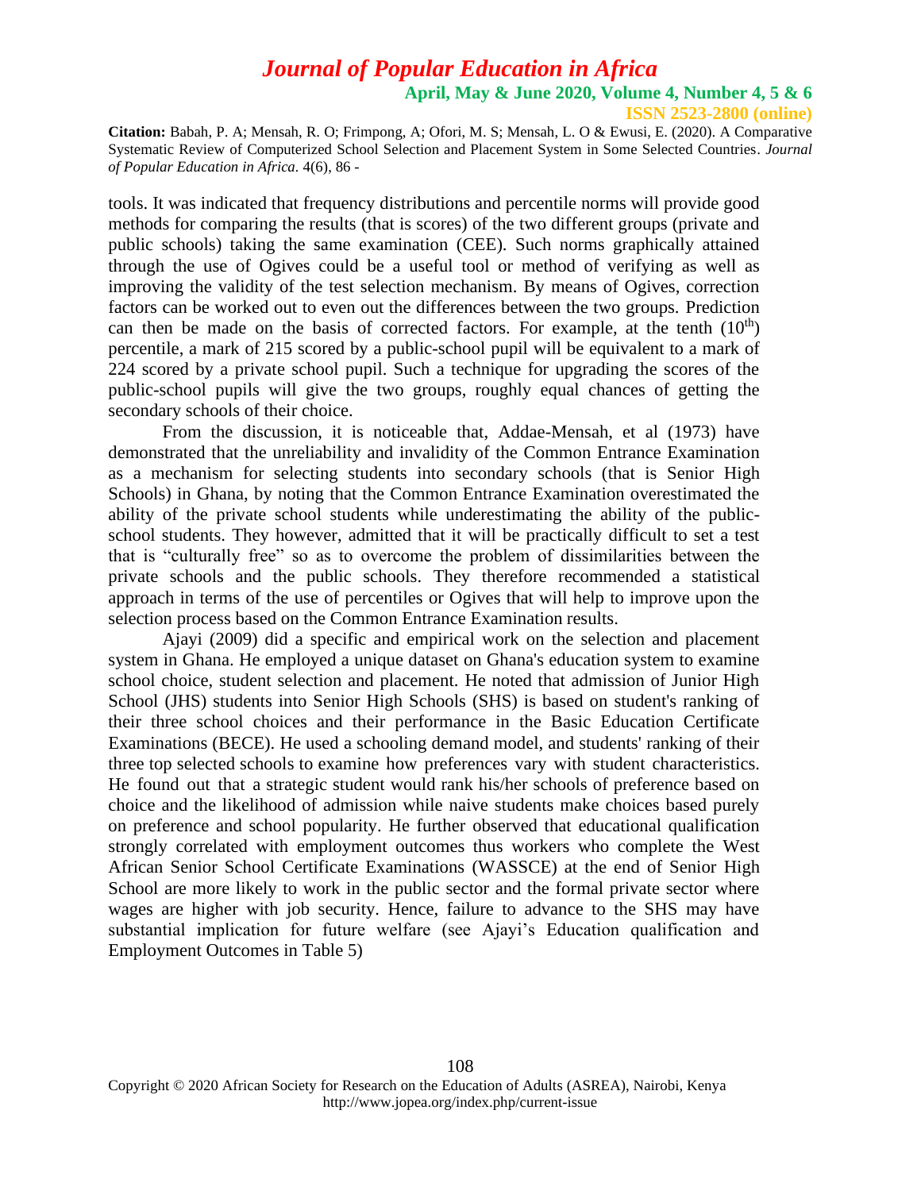tools. It was indicated that frequency distributions and percentile norms will provide good methods for comparing the results (that is scores) of the two different groups (private and public schools) taking the same examination (CEE). Such norms graphically attained through the use of Ogives could be a useful tool or method of verifying as well as improving the validity of the test selection mechanism. By means of Ogives, correction factors can be worked out to even out the differences between the two groups. Prediction can then be made on the basis of corrected factors. For example, at the tenth ($10^{th}$) percentile, a mark of 215 scored by a public-school pupil will be equivalent to a mark of 224 scored by a private school pupil. Such a technique for upgrading the scores of the public-school pupils will give the two groups, roughly equal chances of getting the secondary schools of their choice.

From the discussion, it is noticeable that, Addae-Mensah, et al (1973) have demonstrated that the unreliability and invalidity of the Common Entrance Examination as a mechanism for selecting students into secondary schools (that is Senior High Schools) in Ghana, by noting that the Common Entrance Examination overestimated the ability of the private school students while underestimating the ability of the public-school students. They however, admitted that it will be practically difficult to set a test that is "culturally free" so as to overcome the problem of dissimilarities between the private schools and the public schools. They therefore recommended a statistical approach in terms of the use of percentiles or Ogives that will help to improve upon the selection process based on the Common Entrance Examination results.

Ajayi (2009) did a specific and empirical work on the selection and placement system in Ghana. He employed a unique dataset on Ghana's education system to examine school choice, student selection and placement. He noted that admission of Junior High School (JHS) students into Senior High Schools (SHS) is based on student's ranking of their three school choices and their performance in the Basic Education Certificate Examinations (BECE). He used a schooling demand model, and students' ranking of their three top selected schools to examine how preferences vary with student characteristics. He found out that a strategic student would rank his/her schools of preference based on choice and the likelihood of admission while naive students make choices based purely on preference and school popularity. He further observed that educational qualification strongly correlated with employment outcomes thus workers who complete the West African Senior School Certificate Examinations (WASSCE) at the end of Senior High School are more likely to work in the public sector and the formal private sector where wages are higher with job security. Hence, failure to advance to the SHS may have substantial implication for future welfare (see Ajayi's Education qualification and Employment Outcomes in Table 5)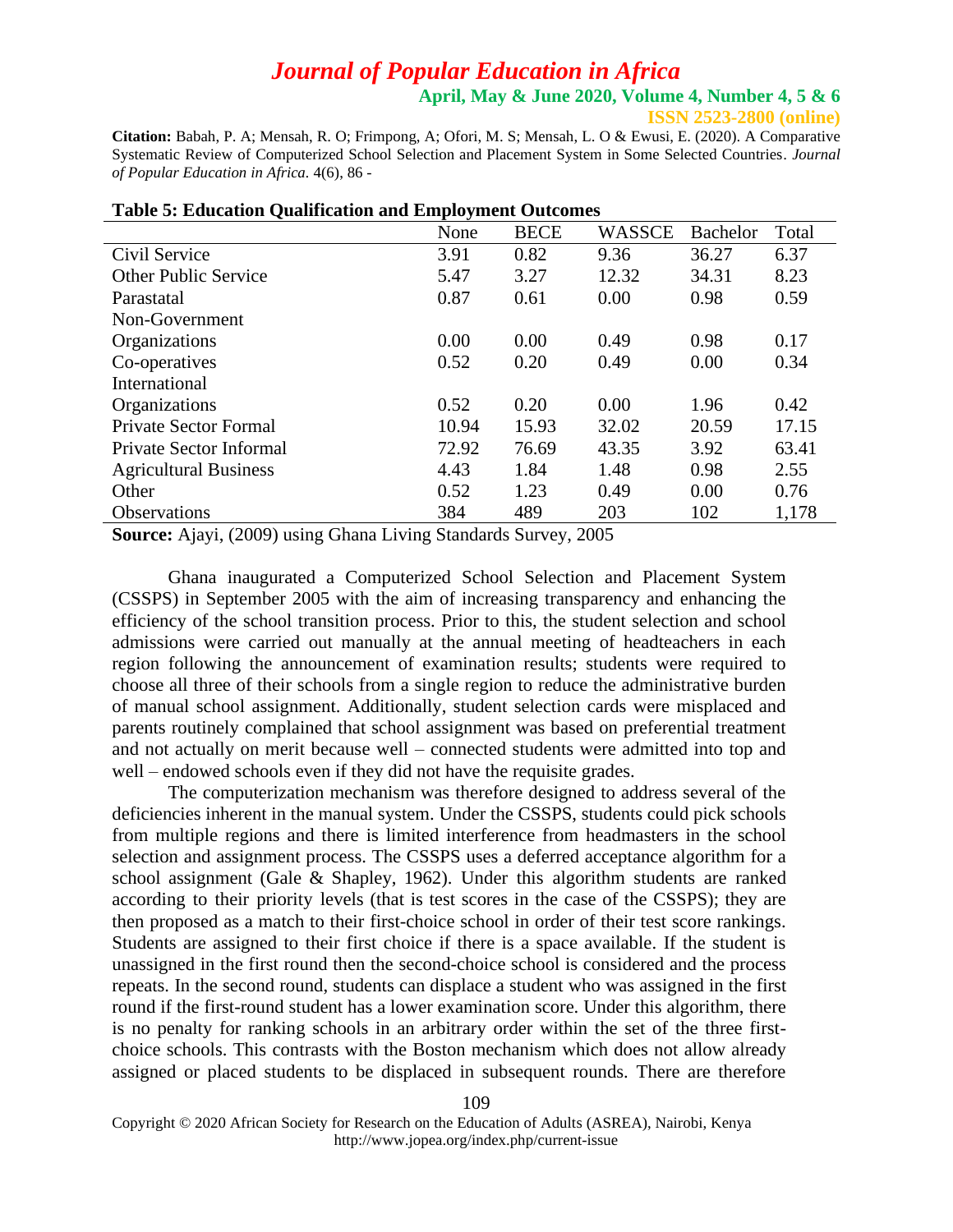**Table 5: Education Qualification and Employment Outcomes**

| | None | BECE | WASSCE | Bachelor | Total |
|---|---|---|---|---|---|
| Civil Service | 3.91 | 0.82 | 9.36 | 36.27 | 6.37 |
| Other Public Service | 5.47 | 3.27 | 12.32 | 34.31 | 8.23 |
| Parastatal | 0.87 | 0.61 | 0.00 | 0.98 | 0.59 |
| Non-Government Organizations | 0.00 | 0.00 | 0.49 | 0.98 | 0.17 |
| Co-operatives | 0.52 | 0.20 | 0.49 | 0.00 | 0.34 |
| International Organizations | 0.52 | 0.20 | 0.00 | 1.96 | 0.42 |
| Private Sector Formal | 10.94 | 15.93 | 32.02 | 20.59 | 17.15 |
| Private Sector Informal | 72.92 | 76.69 | 43.35 | 3.92 | 63.41 |
| Agricultural Business | 4.43 | 1.84 | 1.48 | 0.98 | 2.55 |
| Other | 0.52 | 1.23 | 0.49 | 0.00 | 0.76 |
| Observations | 384 | 489 | 203 | 102 | 1,178 |

**Source:** Ajayi, (2009) using Ghana Living Standards Survey, 2005

Ghana inaugurated a Computerized School Selection and Placement System (CSSPS) in September 2005 with the aim of increasing transparency and enhancing the efficiency of the school transition process. Prior to this, the student selection and school admissions were carried out manually at the annual meeting of headteachers in each region following the announcement of examination results; students were required to choose all three of their schools from a single region to reduce the administrative burden of manual school assignment. Additionally, student selection cards were misplaced and parents routinely complained that school assignment was based on preferential treatment and not actually on merit because well – connected students were admitted into top and well – endowed schools even if they did not have the requisite grades.

The computerization mechanism was therefore designed to address several of the deficiencies inherent in the manual system. Under the CSSPS, students could pick schools from multiple regions and there is limited interference from headmasters in the school selection and assignment process. The CSSPS uses a deferred acceptance algorithm for a school assignment (Gale & Shapley, 1962). Under this algorithm students are ranked according to their priority levels (that is test scores in the case of the CSSPS); they are then proposed as a match to their first-choice school in order of their test score rankings. Students are assigned to their first choice if there is a space available. If the student is unassigned in the first round then the second-choice school is considered and the process repeats. In the second round, students can displace a student who was assigned in the first round if the first-round student has a lower examination score. Under this algorithm, there is no penalty for ranking schools in an arbitrary order within the set of the three first-choice schools. This contrasts with the Boston mechanism which does not allow already assigned or placed students to be displaced in subsequent rounds. There are therefore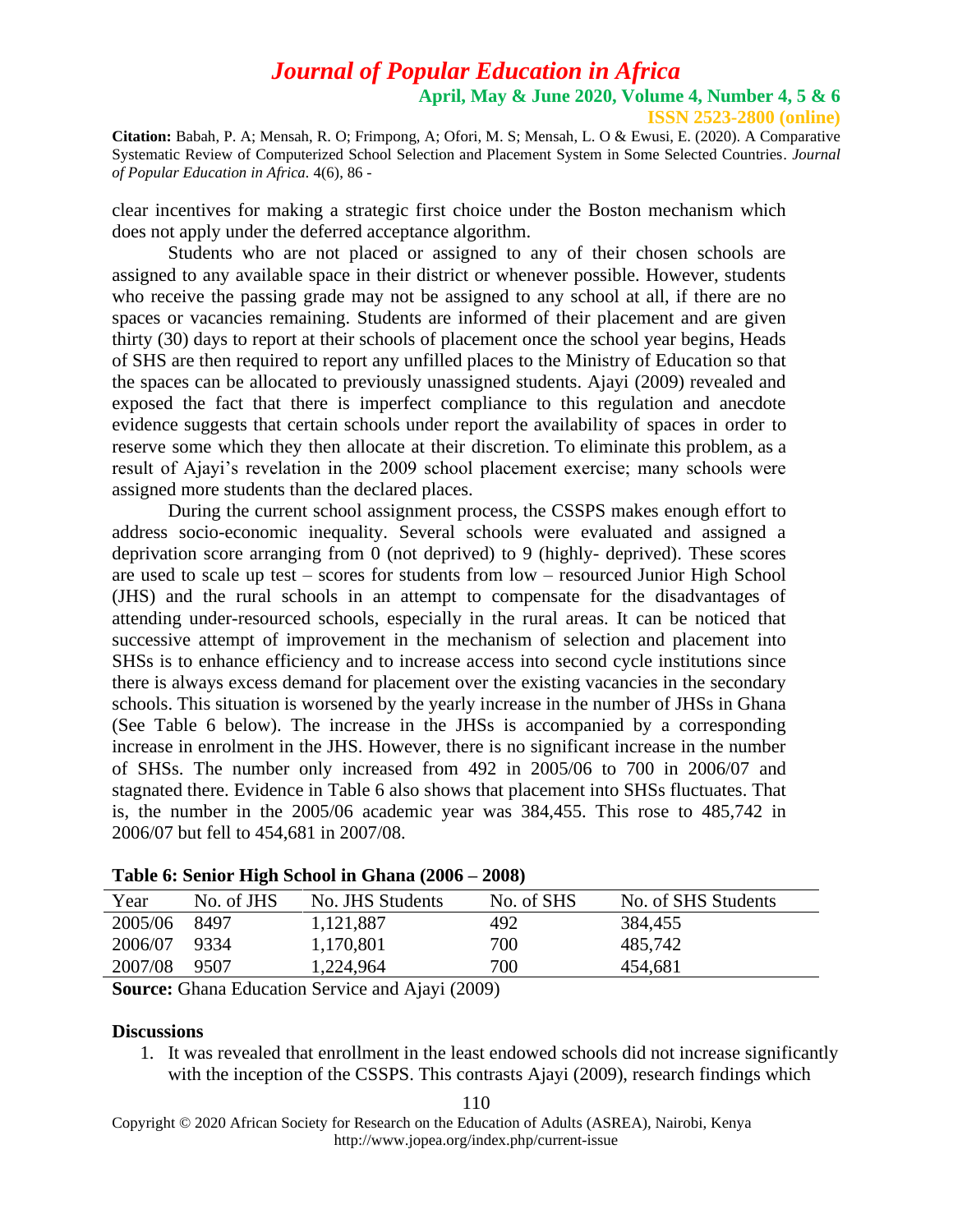clear incentives for making a strategic first choice under the Boston mechanism which does not apply under the deferred acceptance algorithm.

Students who are not placed or assigned to any of their chosen schools are assigned to any available space in their district or whenever possible. However, students who receive the passing grade may not be assigned to any school at all, if there are no spaces or vacancies remaining. Students are informed of their placement and are given thirty (30) days to report at their schools of placement once the school year begins, Heads of SHS are then required to report any unfilled places to the Ministry of Education so that the spaces can be allocated to previously unassigned students. Ajayi (2009) revealed and exposed the fact that there is imperfect compliance to this regulation and anecdote evidence suggests that certain schools under report the availability of spaces in order to reserve some which they then allocate at their discretion. To eliminate this problem, as a result of Ajayi's revelation in the 2009 school placement exercise; many schools were assigned more students than the declared places.

During the current school assignment process, the CSSPS makes enough effort to address socio-economic inequality. Several schools were evaluated and assigned a deprivation score arranging from 0 (not deprived) to 9 (highly- deprived). These scores are used to scale up test – scores for students from low – resourced Junior High School (JHS) and the rural schools in an attempt to compensate for the disadvantages of attending under-resourced schools, especially in the rural areas. It can be noticed that successive attempt of improvement in the mechanism of selection and placement into SHSs is to enhance efficiency and to increase access into second cycle institutions since there is always excess demand for placement over the existing vacancies in the secondary schools. This situation is worsened by the yearly increase in the number of JHSs in Ghana (See Table 6 below). The increase in the JHSs is accompanied by a corresponding increase in enrolment in the JHS. However, there is no significant increase in the number of SHSs. The number only increased from 492 in 2005/06 to 700 in 2006/07 and stagnated there. Evidence in Table 6 also shows that placement into SHSs fluctuates. That is, the number in the 2005/06 academic year was 384,455. This rose to 485,742 in 2006/07 but fell to 454,681 in 2007/08.

**Table 6: Senior High School in Ghana (2006 – 2008)**

| Year | No. of JHS | No. JHS Students | No. of SHS | No. of SHS Students |
|---|---|---|---|---|
| 2005/06 | 8497 | 1,121,887 | 492 | 384,455 |
| 2006/07 | 9334 | 1,170,801 | 700 | 485,742 |
| 2007/08 | 9507 | 1,224,964 | 700 | 454,681 |

**Source:** Ghana Education Service and Ajayi (2009)

**Discussions**

1. It was revealed that enrollment in the least endowed schools did not increase significantly with the inception of the CSSPS. This contrasts Ajayi (2009), research findings which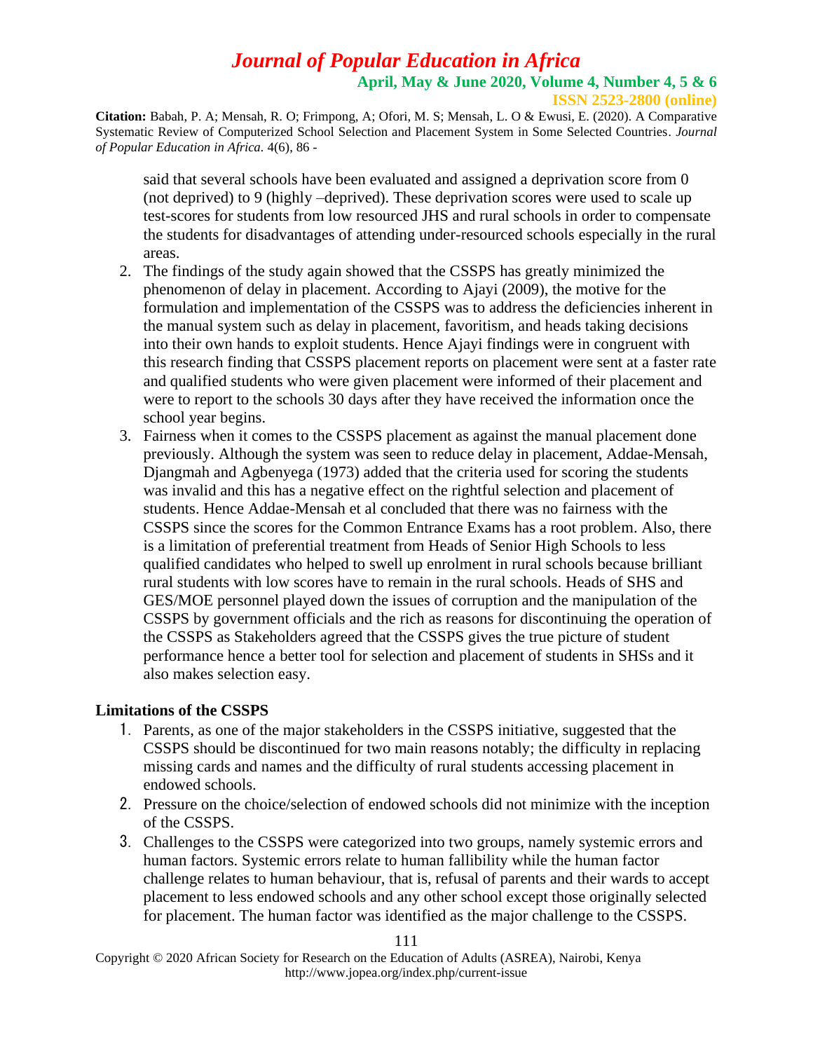said that several schools have been evaluated and assigned a deprivation score from 0 (not deprived) to 9 (highly –deprived). These deprivation scores were used to scale up test-scores for students from low resourced JHS and rural schools in order to compensate the students for disadvantages of attending under-resourced schools especially in the rural areas.

2. The findings of the study again showed that the CSSPS has greatly minimized the phenomenon of delay in placement. According to Ajayi (2009), the motive for the formulation and implementation of the CSSPS was to address the deficiencies inherent in the manual system such as delay in placement, favoritism, and heads taking decisions into their own hands to exploit students. Hence Ajayi findings were in congruent with this research finding that CSSPS placement reports on placement were sent at a faster rate and qualified students who were given placement were informed of their placement and were to report to the schools 30 days after they have received the information once the school year begins.
3. Fairness when it comes to the CSSPS placement as against the manual placement done previously. Although the system was seen to reduce delay in placement, Addae-Mensah, Djangmah and Agbenyega (1973) added that the criteria used for scoring the students was invalid and this has a negative effect on the rightful selection and placement of students. Hence Addae-Mensah et al concluded that there was no fairness with the CSSPS since the scores for the Common Entrance Exams has a root problem. Also, there is a limitation of preferential treatment from Heads of Senior High Schools to less qualified candidates who helped to swell up enrolment in rural schools because brilliant rural students with low scores have to remain in the rural schools. Heads of SHS and GES/MOE personnel played down the issues of corruption and the manipulation of the CSSPS by government officials and the rich as reasons for discontinuing the operation of the CSSPS as Stakeholders agreed that the CSSPS gives the true picture of student performance hence a better tool for selection and placement of students in SHSs and it also makes selection easy.

**Limitations of the CSSPS**

1. Parents, as one of the major stakeholders in the CSSPS initiative, suggested that the CSSPS should be discontinued for two main reasons notably; the difficulty in replacing missing cards and names and the difficulty of rural students accessing placement in endowed schools.
2. Pressure on the choice/selection of endowed schools did not minimize with the inception of the CSSPS.
3. Challenges to the CSSPS were categorized into two groups, namely systemic errors and human factors. Systemic errors relate to human fallibility while the human factor challenge relates to human behaviour, that is, refusal of parents and their wards to accept placement to less endowed schools and any other school except those originally selected for placement. The human factor was identified as the major challenge to the CSSPS.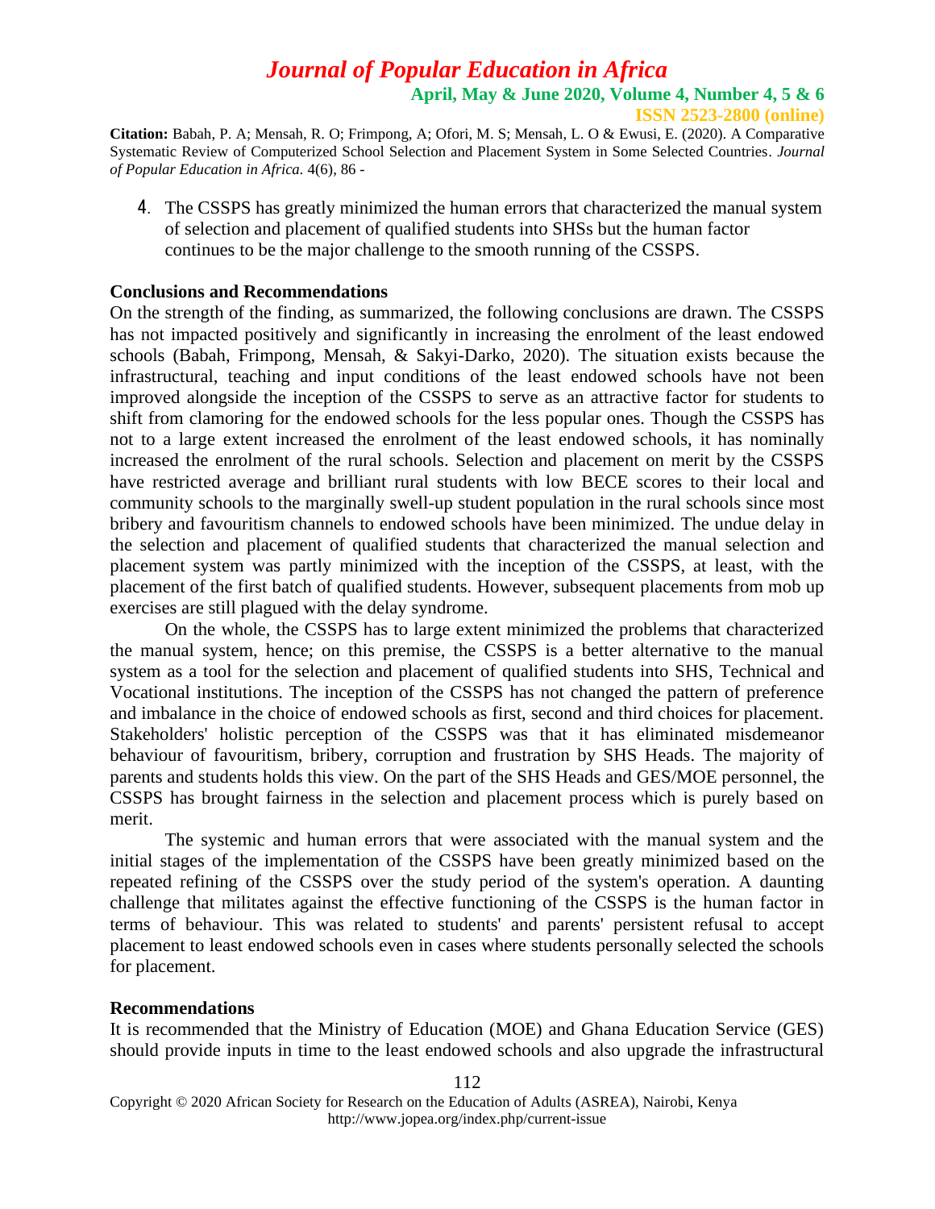4. The CSSPS has greatly minimized the human errors that characterized the manual system of selection and placement of qualified students into SHSs but the human factor continues to be the major challenge to the smooth running of the CSSPS.

**Conclusions and Recommendations**

On the strength of the finding, as summarized, the following conclusions are drawn. The CSSPS has not impacted positively and significantly in increasing the enrolment of the least endowed schools (Babah, Frimpong, Mensah, & Sakyi-Darko, 2020). The situation exists because the infrastructural, teaching and input conditions of the least endowed schools have not been improved alongside the inception of the CSSPS to serve as an attractive factor for students to shift from clamoring for the endowed schools for the less popular ones. Though the CSSPS has not to a large extent increased the enrolment of the least endowed schools, it has nominally increased the enrolment of the rural schools. Selection and placement on merit by the CSSPS have restricted average and brilliant rural students with low BECE scores to their local and community schools to the marginally swell-up student population in the rural schools since most bribery and favouritism channels to endowed schools have been minimized. The undue delay in the selection and placement of qualified students that characterized the manual selection and placement system was partly minimized with the inception of the CSSPS, at least, with the placement of the first batch of qualified students. However, subsequent placements from mob up exercises are still plagued with the delay syndrome.

On the whole, the CSSPS has to large extent minimized the problems that characterized the manual system, hence; on this premise, the CSSPS is a better alternative to the manual system as a tool for the selection and placement of qualified students into SHS, Technical and Vocational institutions. The inception of the CSSPS has not changed the pattern of preference and imbalance in the choice of endowed schools as first, second and third choices for placement. Stakeholders' holistic perception of the CSSPS was that it has eliminated misdemeanor behaviour of favouritism, bribery, corruption and frustration by SHS Heads. The majority of parents and students holds this view. On the part of the SHS Heads and GES/MOE personnel, the CSSPS has brought fairness in the selection and placement process which is purely based on merit.

The systemic and human errors that were associated with the manual system and the initial stages of the implementation of the CSSPS have been greatly minimized based on the repeated refining of the CSSPS over the study period of the system's operation. A daunting challenge that militates against the effective functioning of the CSSPS is the human factor in terms of behaviour. This was related to students' and parents' persistent refusal to accept placement to least endowed schools even in cases where students personally selected the schools for placement.

**Recommendations**

It is recommended that the Ministry of Education (MOE) and Ghana Education Service (GES) should provide inputs in time to the least endowed schools and also upgrade the infrastructural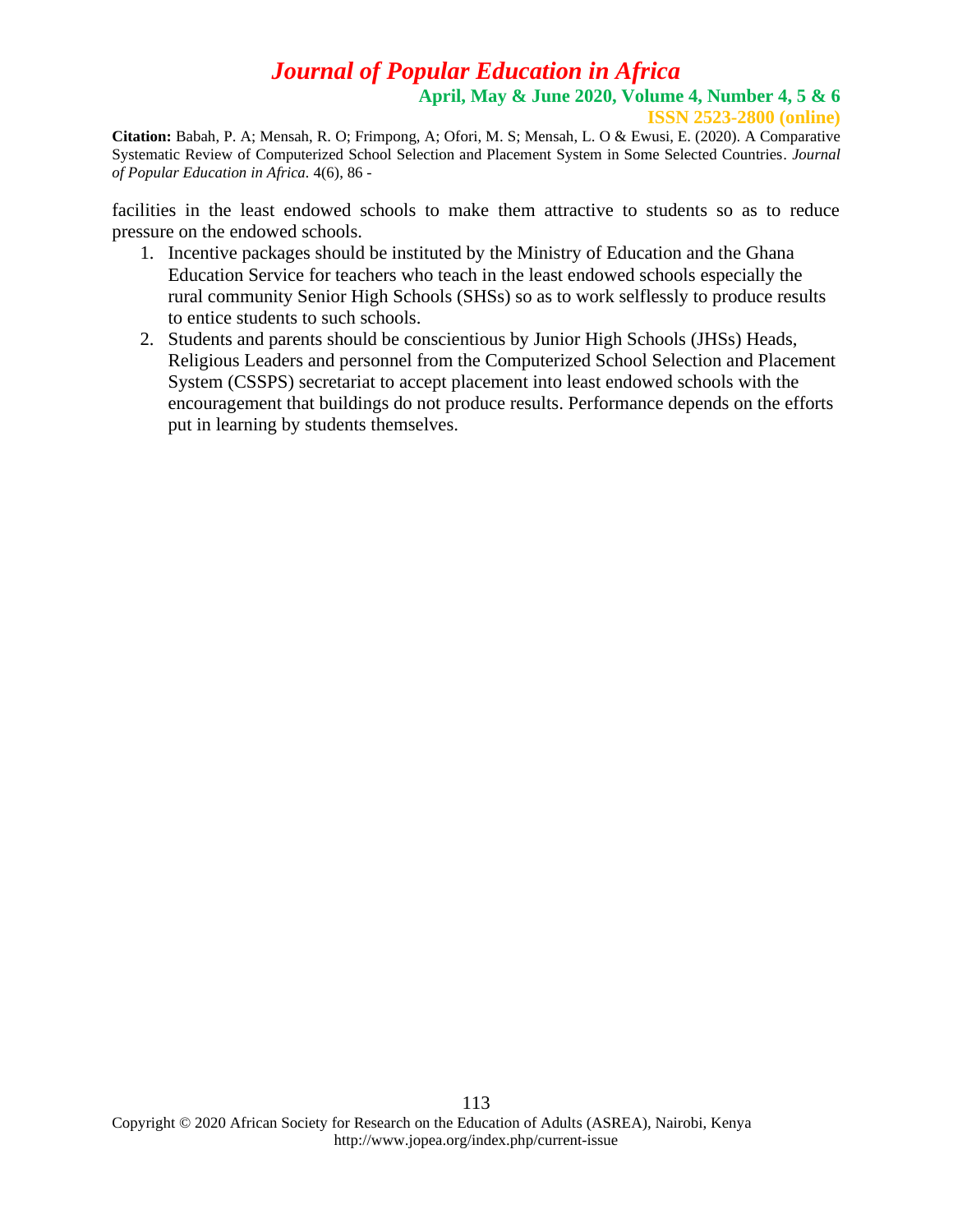facilities in the least endowed schools to make them attractive to students so as to reduce pressure on the endowed schools.

1. Incentive packages should be instituted by the Ministry of Education and the Ghana Education Service for teachers who teach in the least endowed schools especially the rural community Senior High Schools (SHSs) so as to work selflessly to produce results to entice students to such schools.
2. Students and parents should be conscientious by Junior High Schools (JHSs) Heads, Religious Leaders and personnel from the Computerized School Selection and Placement System (CSSPS) secretariat to accept placement into least endowed schools with the encouragement that buildings do not produce results. Performance depends on the efforts put in learning by students themselves.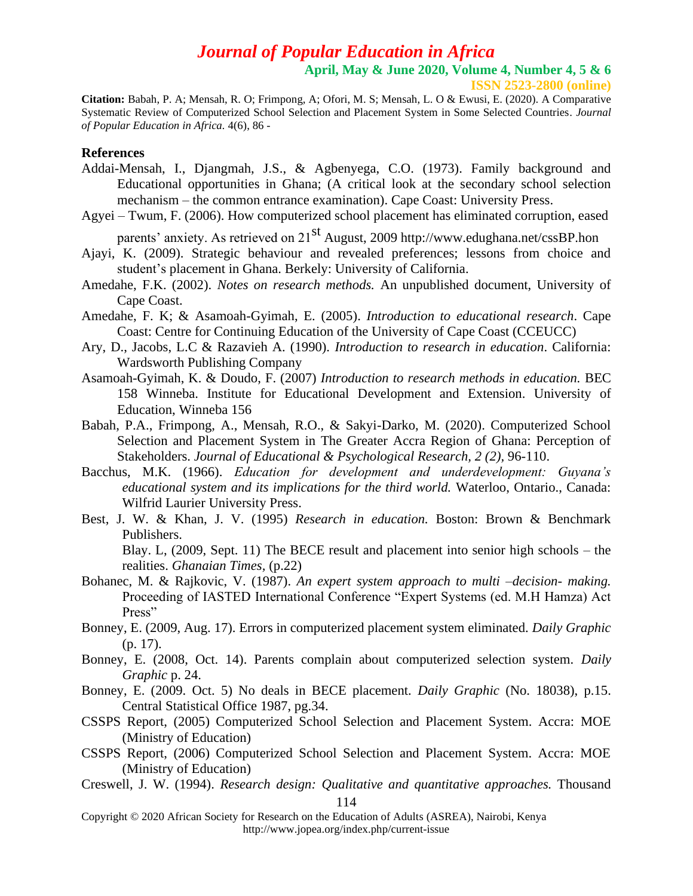## References

Addai-Mensah, I., Djangmah, J.S., & Agbenyega, C.O. (1973). Family background and Educational opportunities in Ghana; (A critical look at the secondary school selection mechanism – the common entrance examination). Cape Coast: University Press.

Agyei – Twum, F. (2006). How computerized school placement has eliminated corruption, eased parents' anxiety. As retrieved on 21st August, 2009 http://www.edughana.net/cssBP.hon

Ajayi, K. (2009). Strategic behaviour and revealed preferences; lessons from choice and student's placement in Ghana. Berkely: University of California.

Amedahe, F.K. (2002). *Notes on research methods.* An unpublished document, University of Cape Coast.

Amedahe, F. K; & Asamoah-Gyimah, E. (2005). *Introduction to educational research*. Cape Coast: Centre for Continuing Education of the University of Cape Coast (CCEUCC)

Ary, D., Jacobs, L.C & Razavieh A. (1990). *Introduction to research in education*. California: Wardsworth Publishing Company

Asamoah-Gyimah, K. & Doudo, F. (2007) *Introduction to research methods in education.* BEC 158 Winneba. Institute for Educational Development and Extension. University of Education, Winneba 156

Babah, P.A., Frimpong, A., Mensah, R.O., & Sakyi-Darko, M. (2020). Computerized School Selection and Placement System in The Greater Accra Region of Ghana: Perception of Stakeholders. *Journal of Educational & Psychological Research, 2 (2),* 96-110.

Bacchus, M.K. (1966). *Education for development and underdevelopment: Guyana's educational system and its implications for the third world.* Waterloo, Ontario., Canada: Wilfrid Laurier University Press.

Best, J. W. & Khan, J. V. (1995) *Research in education.* Boston: Brown & Benchmark Publishers.

Blay. L, (2009, Sept. 11) The BECE result and placement into senior high schools – the realities. *Ghanaian Times,* (p.22)

Bohanec, M. & Rajkovic, V. (1987). *An expert system approach to multi –decision- making.* Proceeding of IASTED International Conference "Expert Systems (ed. M.H Hamza) Act Press"

Bonney, E. (2009, Aug. 17). Errors in computerized placement system eliminated. *Daily Graphic* (p. 17).

Bonney, E. (2008, Oct. 14). Parents complain about computerized selection system. *Daily Graphic* p. 24.

Bonney, E. (2009. Oct. 5) No deals in BECE placement. *Daily Graphic* (No. 18038), p.15. Central Statistical Office 1987, pg.34.

CSSPS Report, (2005) Computerized School Selection and Placement System. Accra: MOE (Ministry of Education)

CSSPS Report, (2006) Computerized School Selection and Placement System. Accra: MOE (Ministry of Education)

Creswell, J. W. (1994). *Research design: Qualitative and quantitative approaches.* Thousand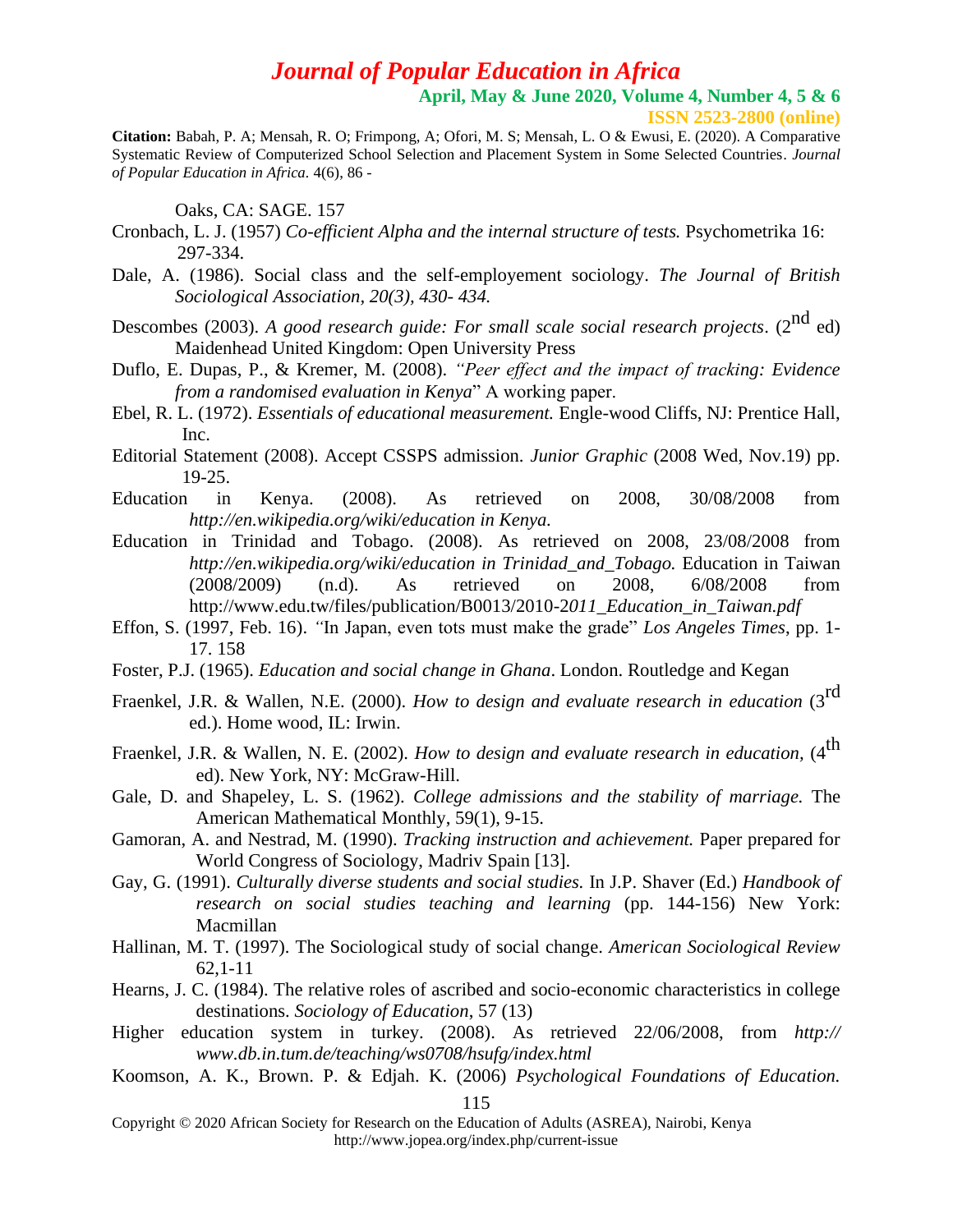Oaks, CA: SAGE. 157

Cronbach, L. J. (1957) *Co-efficient Alpha and the internal structure of tests.* Psychometrika 16: 297-334.

Dale, A. (1986). Social class and the self-employement sociology. *The Journal of British Sociological Association, 20(3), 430- 434.*

Descombes (2003). *A good research guide: For small scale social research projects*. (2nd ed) Maidenhead United Kingdom: Open University Press

Duflo, E. Dupas, P., & Kremer, M. (2008). *"Peer effect and the impact of tracking: Evidence from a randomised evaluation in Kenya*" A working paper.

Ebel, R. L. (1972). *Essentials of educational measurement.* Engle-wood Cliffs, NJ: Prentice Hall, Inc.

Editorial Statement (2008). Accept CSSPS admission. *Junior Graphic* (2008 Wed, Nov.19) pp. 19-25.

Education in Kenya. (2008). As retrieved on 2008, 30/08/2008 from *http://en.wikipedia.org/wiki/education in Kenya.*

Education in Trinidad and Tobago. (2008). As retrieved on 2008, 23/08/2008 from *http://en.wikipedia.org/wiki/education in Trinidad_and_Tobago.* Education in Taiwan (2008/2009) (n.d). As retrieved on 2008, 6/08/2008 from http://www.edu.tw/files/publication/B0013/2010-2*011_Education_in_Taiwan.pdf*

Effon, S. (1997, Feb. 16). *"*In Japan, even tots must make the grade" *Los Angeles Times*, pp. 1-17. 158

Foster, P.J. (1965). *Education and social change in Ghana*. London. Routledge and Kegan

Fraenkel, J.R. & Wallen, N.E. (2000). *How to design and evaluate research in education* (3rd ed.). Home wood, IL: Irwin.

Fraenkel, J.R. & Wallen, N. E. (2002). *How to design and evaluate research in education,* (4th ed). New York, NY: McGraw-Hill.

Gale, D. and Shapeley, L. S. (1962). *College admissions and the stability of marriage.* The American Mathematical Monthly, 59(1), 9-15.

Gamoran, A. and Nestrad, M. (1990). *Tracking instruction and achievement.* Paper prepared for World Congress of Sociology, Madriv Spain [13].

Gay, G. (1991). *Culturally diverse students and social studies.* In J.P. Shaver (Ed.) *Handbook of research on social studies teaching and learning* (pp. 144-156) New York: Macmillan

Hallinan, M. T. (1997). The Sociological study of social change. *American Sociological Review* 62,1-11

Hearns, J. C. (1984). The relative roles of ascribed and socio-economic characteristics in college destinations. *Sociology of Education*, 57 (13)

Higher education system in turkey. (2008). As retrieved 22/06/2008, from *http:// www.db.in.tum.de/teaching/ws0708/hsufg/index.html*

Koomson, A. K., Brown. P. & Edjah. K. (2006) *Psychological Foundations of Education.*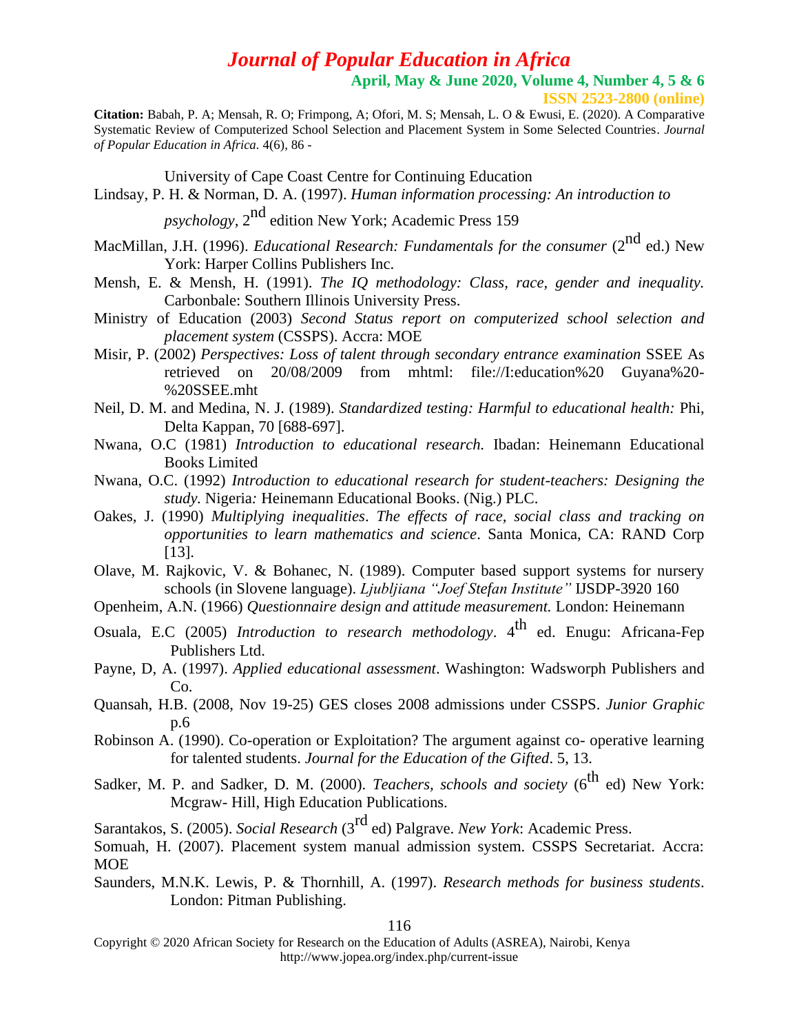University of Cape Coast Centre for Continuing Education

Lindsay, P. H. & Norman, D. A. (1997). *Human information processing: An introduction to psychology*, 2nd edition New York; Academic Press 159

MacMillan, J.H. (1996). *Educational Research: Fundamentals for the consumer* (2nd ed.) New York: Harper Collins Publishers Inc.

Mensh, E. & Mensh, H. (1991). *The IQ methodology: Class, race, gender and inequality.* Carbonbale: Southern Illinois University Press.

Ministry of Education (2003) *Second Status report on computerized school selection and placement system* (CSSPS). Accra: MOE

Misir, P. (2002) *Perspectives: Loss of talent through secondary entrance examination* SSEE As retrieved on 20/08/2009 from mhtml: file://I:education%20 Guyana%20-%20SSEE.mht

Neil, D. M. and Medina, N. J. (1989). *Standardized testing: Harmful to educational health:* Phi, Delta Kappan, 70 [688-697].

Nwana, O.C (1981) *Introduction to educational research.* Ibadan: Heinemann Educational Books Limited

Nwana, O.C. (1992) *Introduction to educational research for student-teachers: Designing the study.* Nigeria*:* Heinemann Educational Books. (Nig.) PLC.

Oakes, J. (1990) *Multiplying inequalities*. *The effects of race, social class and tracking on opportunities to learn mathematics and science*. Santa Monica, CA: RAND Corp [13].

Olave, M. Rajkovic, V. & Bohanec, N. (1989). Computer based support systems for nursery schools (in Slovene language). *Ljubljiana "Joef Stefan Institute"* IJSDP-3920 160

Openheim, A.N. (1966) *Questionnaire design and attitude measurement.* London: Heinemann

Osuala, E.C (2005) *Introduction to research methodology*. 4th ed. Enugu: Africana-Fep Publishers Ltd.

Payne, D, A. (1997). *Applied educational assessment*. Washington: Wadsworph Publishers and Co.

Quansah, H.B. (2008, Nov 19-25) GES closes 2008 admissions under CSSPS. *Junior Graphic* p.6

Robinson A. (1990). Co-operation or Exploitation? The argument against co- operative learning for talented students. *Journal for the Education of the Gifted*. 5, 13.

Sadker, M. P. and Sadker, D. M. (2000). *Teachers, schools and society* (6th ed) New York: Mcgraw- Hill, High Education Publications.

Sarantakos, S. (2005). *Social Research* (3rd ed) Palgrave. *New York*: Academic Press.

Somuah, H. (2007). Placement system manual admission system. CSSPS Secretariat. Accra: MOE

Saunders, M.N.K. Lewis, P. & Thornhill, A. (1997). *Research methods for business students*. London: Pitman Publishing.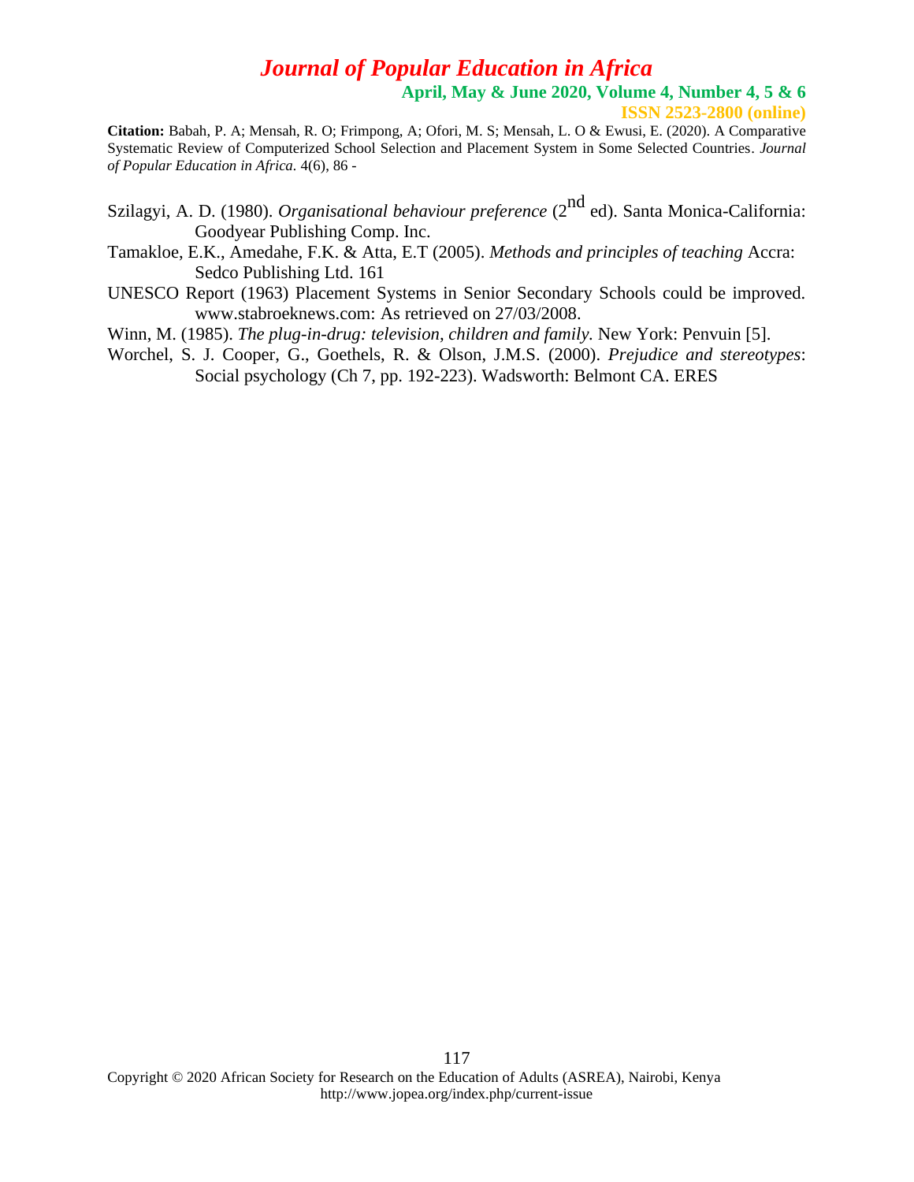Szilagyi, A. D. (1980). *Organisational behaviour preference* (2nd ed). Santa Monica-California: Goodyear Publishing Comp. Inc.

Tamakloe, E.K., Amedahe, F.K. & Atta, E.T (2005). *Methods and principles of teaching* Accra: Sedco Publishing Ltd. 161

UNESCO Report (1963) Placement Systems in Senior Secondary Schools could be improved. www.stabroeknews.com: As retrieved on 27/03/2008.

Winn, M. (1985). *The plug-in-drug: television, children and family.* New York: Penvuin [5].

Worchel, S. J. Cooper, G., Goethels, R. & Olson, J.M.S. (2000). *Prejudice and stereotypes*: Social psychology (Ch 7, pp. 192-223). Wadsworth: Belmont CA. ERES